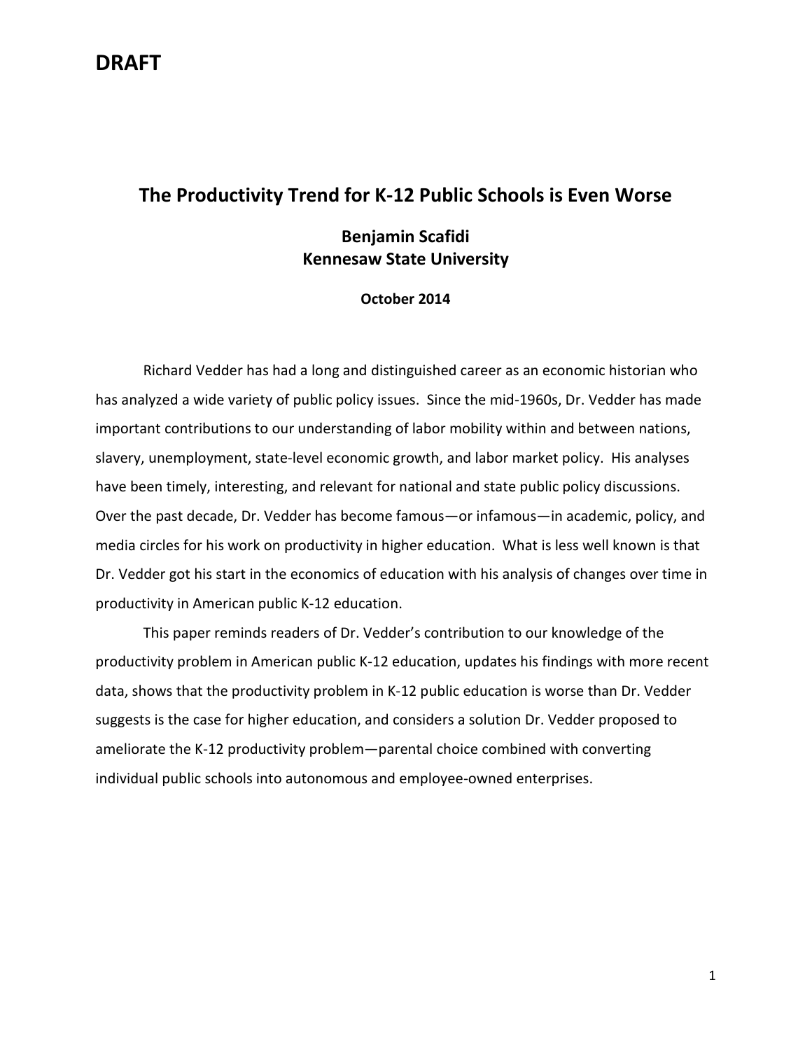**DRAFT**

# The Productivity Trend for K-12 Public Schools is Even Worse

**Benjamin Scafidi**
**Kennesaw State University**

**October 2014**

Richard Vedder has had a long and distinguished career as an economic historian who has analyzed a wide variety of public policy issues. Since the mid-1960s, Dr. Vedder has made important contributions to our understanding of labor mobility within and between nations, slavery, unemployment, state-level economic growth, and labor market policy. His analyses have been timely, interesting, and relevant for national and state public policy discussions. Over the past decade, Dr. Vedder has become famous—or infamous—in academic, policy, and media circles for his work on productivity in higher education. What is less well known is that Dr. Vedder got his start in the economics of education with his analysis of changes over time in productivity in American public K-12 education.

This paper reminds readers of Dr. Vedder's contribution to our knowledge of the productivity problem in American public K-12 education, updates his findings with more recent data, shows that the productivity problem in K-12 public education is worse than Dr. Vedder suggests is the case for higher education, and considers a solution Dr. Vedder proposed to ameliorate the K-12 productivity problem—parental choice combined with converting individual public schools into autonomous and employee-owned enterprises.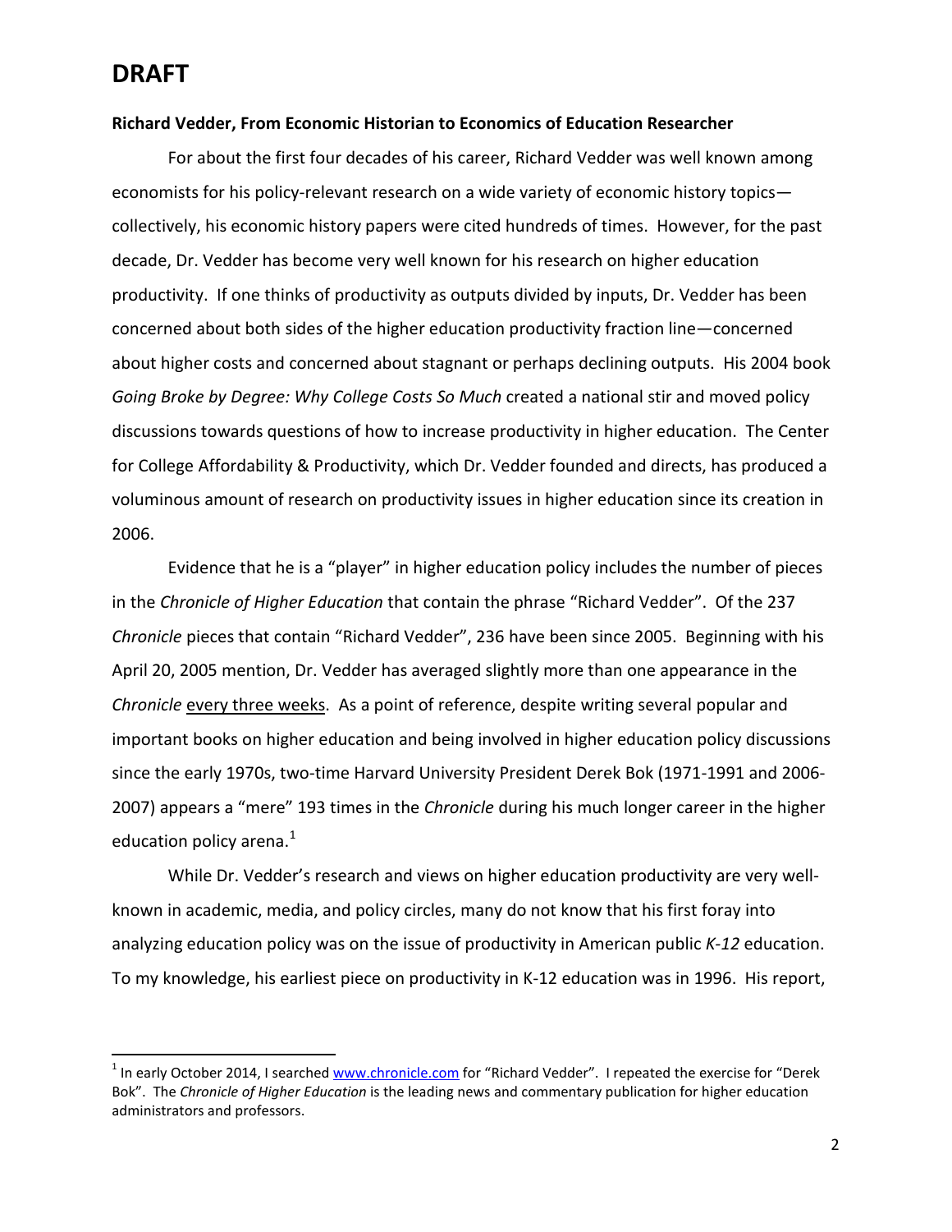# DRAFT

**Richard Vedder, From Economic Historian to Economics of Education Researcher**

For about the first four decades of his career, Richard Vedder was well known among economists for his policy-relevant research on a wide variety of economic history topics—collectively, his economic history papers were cited hundreds of times. However, for the past decade, Dr. Vedder has become very well known for his research on higher education productivity. If one thinks of productivity as outputs divided by inputs, Dr. Vedder has been concerned about both sides of the higher education productivity fraction line—concerned about higher costs and concerned about stagnant or perhaps declining outputs. His 2004 book *Going Broke by Degree: Why College Costs So Much* created a national stir and moved policy discussions towards questions of how to increase productivity in higher education. The Center for College Affordability & Productivity, which Dr. Vedder founded and directs, has produced a voluminous amount of research on productivity issues in higher education since its creation in 2006.

Evidence that he is a "player" in higher education policy includes the number of pieces in the *Chronicle of Higher Education* that contain the phrase "Richard Vedder". Of the 237 *Chronicle* pieces that contain "Richard Vedder", 236 have been since 2005. Beginning with his April 20, 2005 mention, Dr. Vedder has averaged slightly more than one appearance in the *Chronicle* <u>every three weeks</u>. As a point of reference, despite writing several popular and important books on higher education and being involved in higher education policy discussions since the early 1970s, two-time Harvard University President Derek Bok (1971-1991 and 2006-2007) appears a "mere" 193 times in the *Chronicle* during his much longer career in the higher education policy arena.[1]

While Dr. Vedder's research and views on higher education productivity are very well-known in academic, media, and policy circles, many do not know that his first foray into analyzing education policy was on the issue of productivity in American public *K-12* education. To my knowledge, his earliest piece on productivity in K-12 education was in 1996. His report,

---

[1] In early October 2014, I searched www.chronicle.com for "Richard Vedder". I repeated the exercise for "Derek Bok". The *Chronicle of Higher Education* is the leading news and commentary publication for higher education administrators and professors.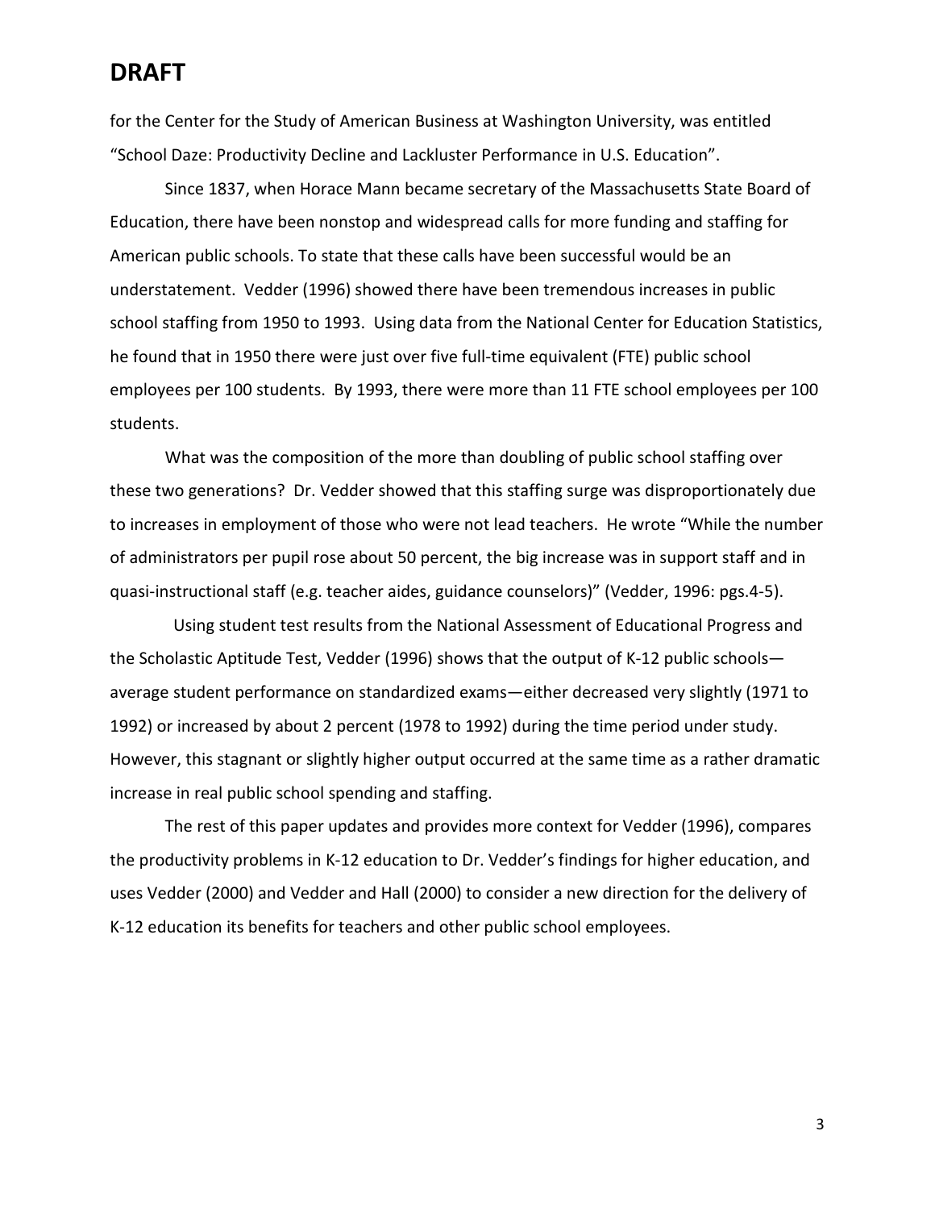# DRAFT

for the Center for the Study of American Business at Washington University, was entitled "School Daze: Productivity Decline and Lackluster Performance in U.S. Education".

Since 1837, when Horace Mann became secretary of the Massachusetts State Board of Education, there have been nonstop and widespread calls for more funding and staffing for American public schools. To state that these calls have been successful would be an understatement. Vedder (1996) showed there have been tremendous increases in public school staffing from 1950 to 1993. Using data from the National Center for Education Statistics, he found that in 1950 there were just over five full-time equivalent (FTE) public school employees per 100 students. By 1993, there were more than 11 FTE school employees per 100 students.

What was the composition of the more than doubling of public school staffing over these two generations? Dr. Vedder showed that this staffing surge was disproportionately due to increases in employment of those who were not lead teachers. He wrote "While the number of administrators per pupil rose about 50 percent, the big increase was in support staff and in quasi-instructional staff (e.g. teacher aides, guidance counselors)" (Vedder, 1996: pgs.4-5).

Using student test results from the National Assessment of Educational Progress and the Scholastic Aptitude Test, Vedder (1996) shows that the output of K-12 public schools—average student performance on standardized exams—either decreased very slightly (1971 to 1992) or increased by about 2 percent (1978 to 1992) during the time period under study. However, this stagnant or slightly higher output occurred at the same time as a rather dramatic increase in real public school spending and staffing.

The rest of this paper updates and provides more context for Vedder (1996), compares the productivity problems in K-12 education to Dr. Vedder's findings for higher education, and uses Vedder (2000) and Vedder and Hall (2000) to consider a new direction for the delivery of K-12 education its benefits for teachers and other public school employees.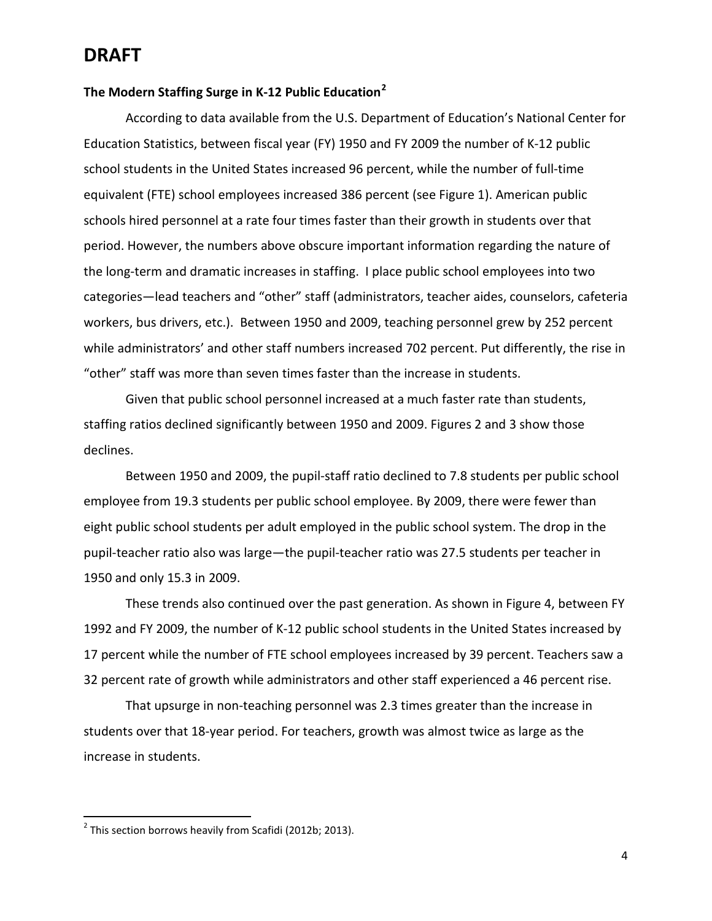# DRAFT

**The Modern Staffing Surge in K-12 Public Education**[2]

According to data available from the U.S. Department of Education's National Center for Education Statistics, between fiscal year (FY) 1950 and FY 2009 the number of K-12 public school students in the United States increased 96 percent, while the number of full-time equivalent (FTE) school employees increased 386 percent (see Figure 1). American public schools hired personnel at a rate four times faster than their growth in students over that period. However, the numbers above obscure important information regarding the nature of the long-term and dramatic increases in staffing. I place public school employees into two categories—lead teachers and "other" staff (administrators, teacher aides, counselors, cafeteria workers, bus drivers, etc.). Between 1950 and 2009, teaching personnel grew by 252 percent while administrators' and other staff numbers increased 702 percent. Put differently, the rise in "other" staff was more than seven times faster than the increase in students.

Given that public school personnel increased at a much faster rate than students, staffing ratios declined significantly between 1950 and 2009. Figures 2 and 3 show those declines.

Between 1950 and 2009, the pupil-staff ratio declined to 7.8 students per public school employee from 19.3 students per public school employee. By 2009, there were fewer than eight public school students per adult employed in the public school system. The drop in the pupil-teacher ratio also was large—the pupil-teacher ratio was 27.5 students per teacher in 1950 and only 15.3 in 2009.

These trends also continued over the past generation. As shown in Figure 4, between FY 1992 and FY 2009, the number of K-12 public school students in the United States increased by 17 percent while the number of FTE school employees increased by 39 percent. Teachers saw a 32 percent rate of growth while administrators and other staff experienced a 46 percent rise.

That upsurge in non-teaching personnel was 2.3 times greater than the increase in students over that 18-year period. For teachers, growth was almost twice as large as the increase in students.

[2] This section borrows heavily from Scafidi (2012b; 2013).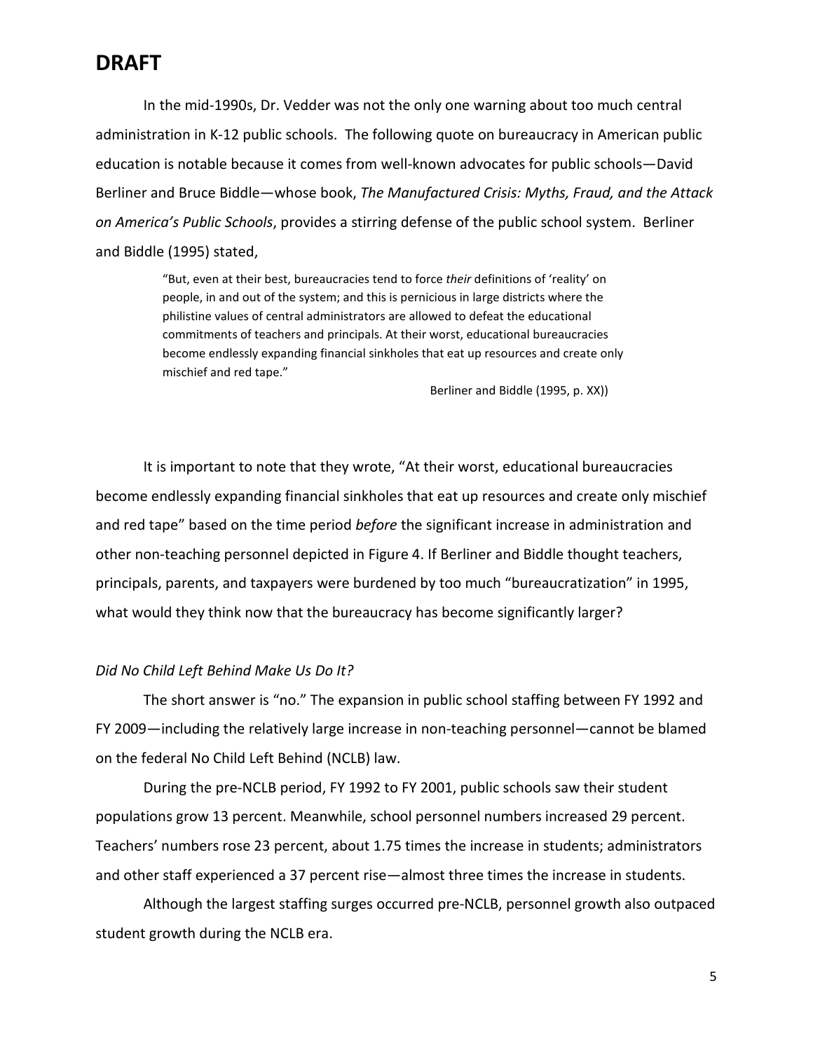# DRAFT

In the mid-1990s, Dr. Vedder was not the only one warning about too much central administration in K-12 public schools. The following quote on bureaucracy in American public education is notable because it comes from well-known advocates for public schools—David Berliner and Bruce Biddle—whose book, *The Manufactured Crisis: Myths, Fraud, and the Attack on America's Public Schools*, provides a stirring defense of the public school system. Berliner and Biddle (1995) stated,

> "But, even at their best, bureaucracies tend to force *their* definitions of 'reality' on people, in and out of the system; and this is pernicious in large districts where the philistine values of central administrators are allowed to defeat the educational commitments of teachers and principals. At their worst, educational bureaucracies become endlessly expanding financial sinkholes that eat up resources and create only mischief and red tape."
>
> Berliner and Biddle (1995, p. XX))

It is important to note that they wrote, "At their worst, educational bureaucracies become endlessly expanding financial sinkholes that eat up resources and create only mischief and red tape" based on the time period *before* the significant increase in administration and other non-teaching personnel depicted in Figure 4. If Berliner and Biddle thought teachers, principals, parents, and taxpayers were burdened by too much "bureaucratization" in 1995, what would they think now that the bureaucracy has become significantly larger?

*Did No Child Left Behind Make Us Do It?*

The short answer is "no." The expansion in public school staffing between FY 1992 and FY 2009—including the relatively large increase in non-teaching personnel—cannot be blamed on the federal No Child Left Behind (NCLB) law.

During the pre-NCLB period, FY 1992 to FY 2001, public schools saw their student populations grow 13 percent. Meanwhile, school personnel numbers increased 29 percent. Teachers' numbers rose 23 percent, about 1.75 times the increase in students; administrators and other staff experienced a 37 percent rise—almost three times the increase in students.

Although the largest staffing surges occurred pre-NCLB, personnel growth also outpaced student growth during the NCLB era.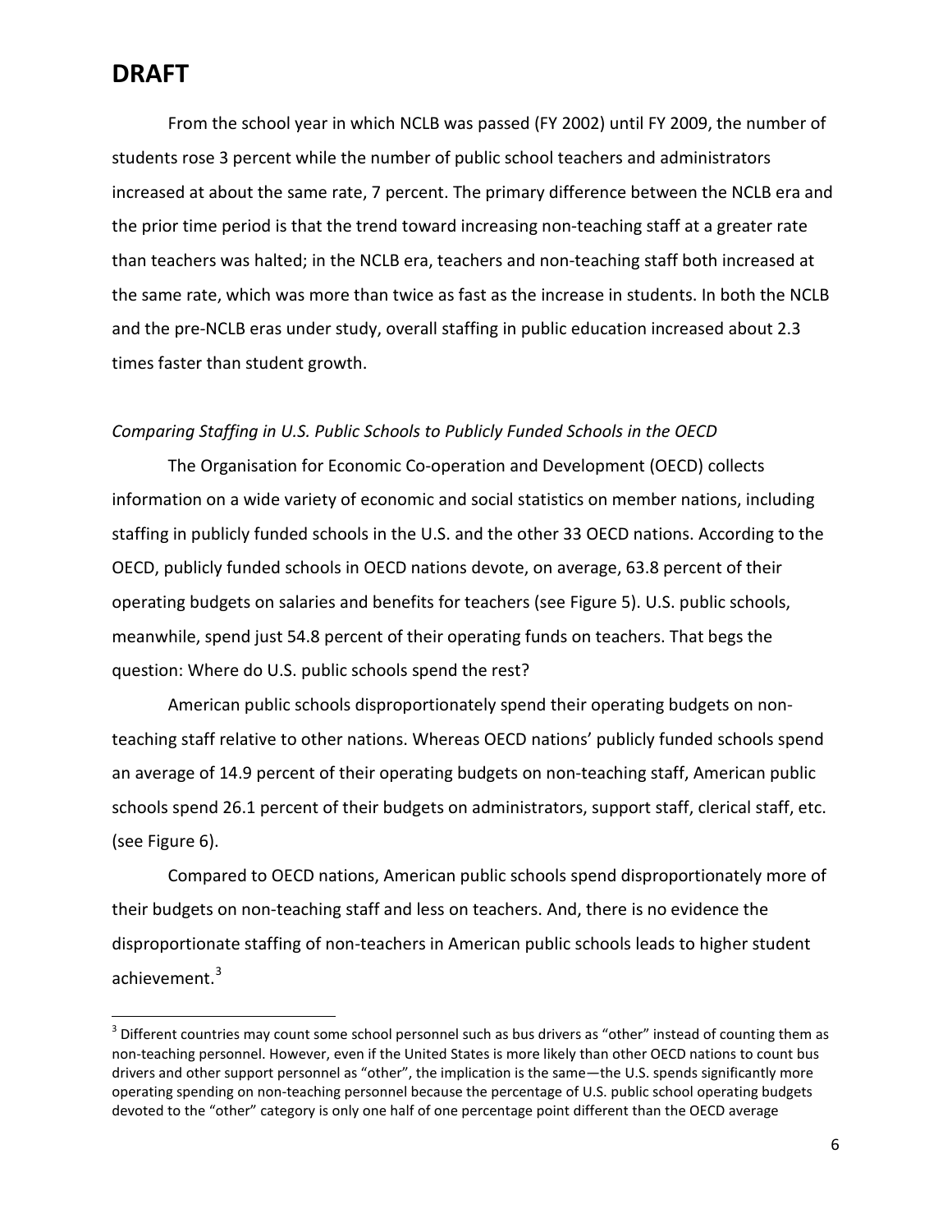# DRAFT

From the school year in which NCLB was passed (FY 2002) until FY 2009, the number of students rose 3 percent while the number of public school teachers and administrators increased at about the same rate, 7 percent. The primary difference between the NCLB era and the prior time period is that the trend toward increasing non-teaching staff at a greater rate than teachers was halted; in the NCLB era, teachers and non-teaching staff both increased at the same rate, which was more than twice as fast as the increase in students. In both the NCLB and the pre-NCLB eras under study, overall staffing in public education increased about 2.3 times faster than student growth.

*Comparing Staffing in U.S. Public Schools to Publicly Funded Schools in the OECD*

The Organisation for Economic Co-operation and Development (OECD) collects information on a wide variety of economic and social statistics on member nations, including staffing in publicly funded schools in the U.S. and the other 33 OECD nations. According to the OECD, publicly funded schools in OECD nations devote, on average, 63.8 percent of their operating budgets on salaries and benefits for teachers (see Figure 5). U.S. public schools, meanwhile, spend just 54.8 percent of their operating funds on teachers. That begs the question: Where do U.S. public schools spend the rest?

American public schools disproportionately spend their operating budgets on non-teaching staff relative to other nations. Whereas OECD nations' publicly funded schools spend an average of 14.9 percent of their operating budgets on non-teaching staff, American public schools spend 26.1 percent of their budgets on administrators, support staff, clerical staff, etc. (see Figure 6).

Compared to OECD nations, American public schools spend disproportionately more of their budgets on non-teaching staff and less on teachers. And, there is no evidence the disproportionate staffing of non-teachers in American public schools leads to higher student achievement.[3]

[3] Different countries may count some school personnel such as bus drivers as "other" instead of counting them as non-teaching personnel. However, even if the United States is more likely than other OECD nations to count bus drivers and other support personnel as "other", the implication is the same—the U.S. spends significantly more operating spending on non-teaching personnel because the percentage of U.S. public school operating budgets devoted to the "other" category is only one half of one percentage point different than the OECD average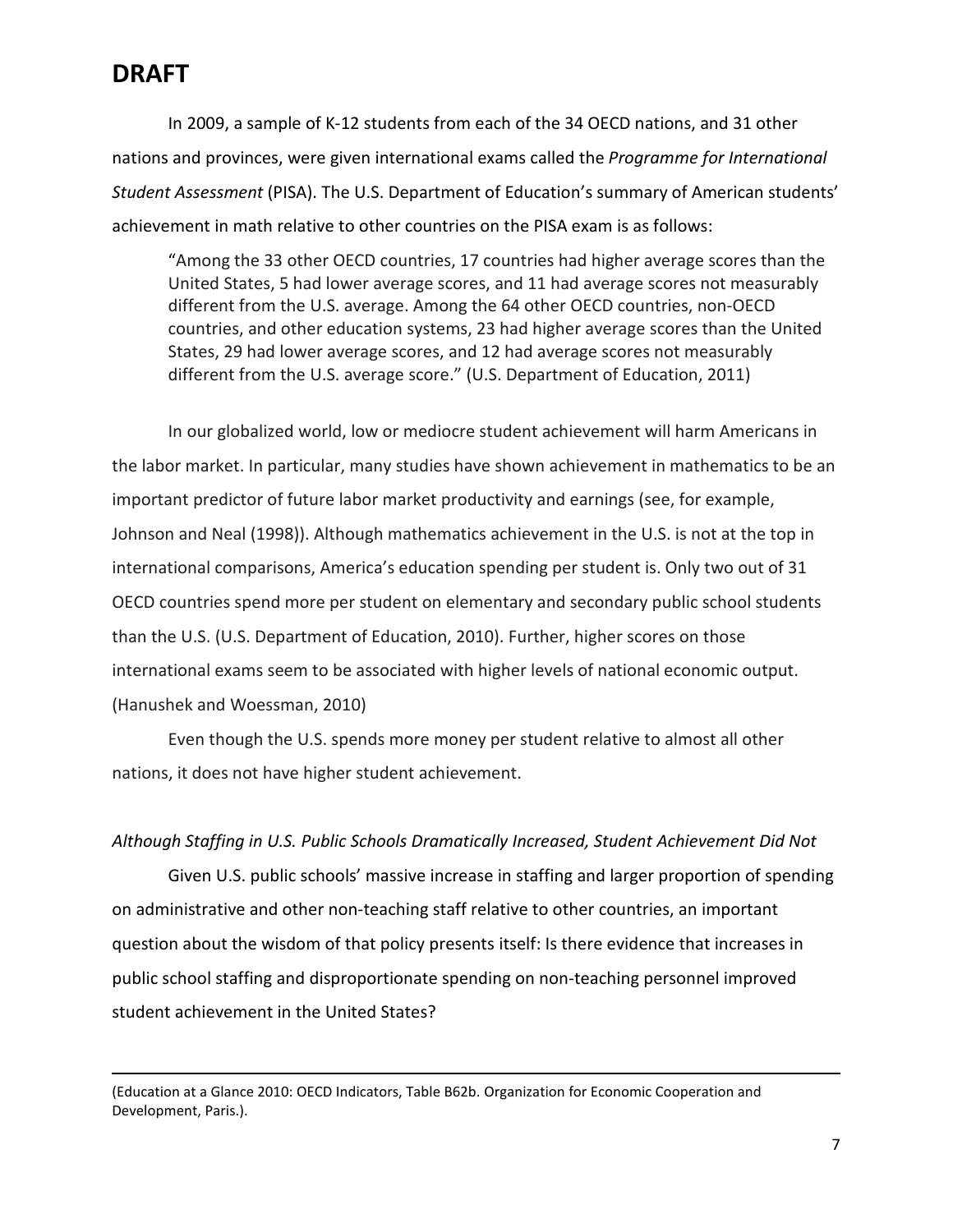# DRAFT

In 2009, a sample of K-12 students from each of the 34 OECD nations, and 31 other nations and provinces, were given international exams called the *Programme for International Student Assessment* (PISA). The U.S. Department of Education's summary of American students' achievement in math relative to other countries on the PISA exam is as follows:

> "Among the 33 other OECD countries, 17 countries had higher average scores than the United States, 5 had lower average scores, and 11 had average scores not measurably different from the U.S. average. Among the 64 other OECD countries, non-OECD countries, and other education systems, 23 had higher average scores than the United States, 29 had lower average scores, and 12 had average scores not measurably different from the U.S. average score." (U.S. Department of Education, 2011)

In our globalized world, low or mediocre student achievement will harm Americans in the labor market. In particular, many studies have shown achievement in mathematics to be an important predictor of future labor market productivity and earnings (see, for example, Johnson and Neal (1998)). Although mathematics achievement in the U.S. is not at the top in international comparisons, America's education spending per student is. Only two out of 31 OECD countries spend more per student on elementary and secondary public school students than the U.S. (U.S. Department of Education, 2010). Further, higher scores on those international exams seem to be associated with higher levels of national economic output. (Hanushek and Woessman, 2010)

Even though the U.S. spends more money per student relative to almost all other nations, it does not have higher student achievement.

*Although Staffing in U.S. Public Schools Dramatically Increased, Student Achievement Did Not*

Given U.S. public schools' massive increase in staffing and larger proportion of spending on administrative and other non-teaching staff relative to other countries, an important question about the wisdom of that policy presents itself: Is there evidence that increases in public school staffing and disproportionate spending on non-teaching personnel improved student achievement in the United States?

---

(Education at a Glance 2010: OECD Indicators, Table B62b. Organization for Economic Cooperation and Development, Paris.).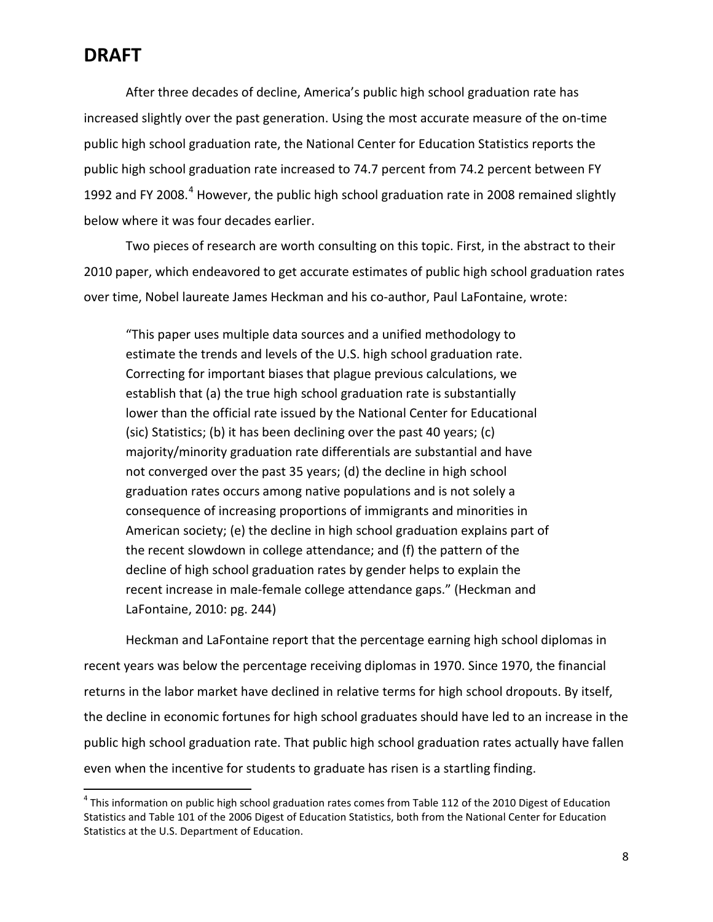# DRAFT

After three decades of decline, America's public high school graduation rate has increased slightly over the past generation. Using the most accurate measure of the on-time public high school graduation rate, the National Center for Education Statistics reports the public high school graduation rate increased to 74.7 percent from 74.2 percent between FY 1992 and FY 2008.[4] However, the public high school graduation rate in 2008 remained slightly below where it was four decades earlier.

Two pieces of research are worth consulting on this topic. First, in the abstract to their 2010 paper, which endeavored to get accurate estimates of public high school graduation rates over time, Nobel laureate James Heckman and his co-author, Paul LaFontaine, wrote:

> "This paper uses multiple data sources and a unified methodology to estimate the trends and levels of the U.S. high school graduation rate. Correcting for important biases that plague previous calculations, we establish that (a) the true high school graduation rate is substantially lower than the official rate issued by the National Center for Educational (sic) Statistics; (b) it has been declining over the past 40 years; (c) majority/minority graduation rate differentials are substantial and have not converged over the past 35 years; (d) the decline in high school graduation rates occurs among native populations and is not solely a consequence of increasing proportions of immigrants and minorities in American society; (e) the decline in high school graduation explains part of the recent slowdown in college attendance; and (f) the pattern of the decline of high school graduation rates by gender helps to explain the recent increase in male-female college attendance gaps." (Heckman and LaFontaine, 2010: pg. 244)

Heckman and LaFontaine report that the percentage earning high school diplomas in recent years was below the percentage receiving diplomas in 1970. Since 1970, the financial returns in the labor market have declined in relative terms for high school dropouts. By itself, the decline in economic fortunes for high school graduates should have led to an increase in the public high school graduation rate. That public high school graduation rates actually have fallen even when the incentive for students to graduate has risen is a startling finding.

[4] This information on public high school graduation rates comes from Table 112 of the 2010 Digest of Education Statistics and Table 101 of the 2006 Digest of Education Statistics, both from the National Center for Education Statistics at the U.S. Department of Education.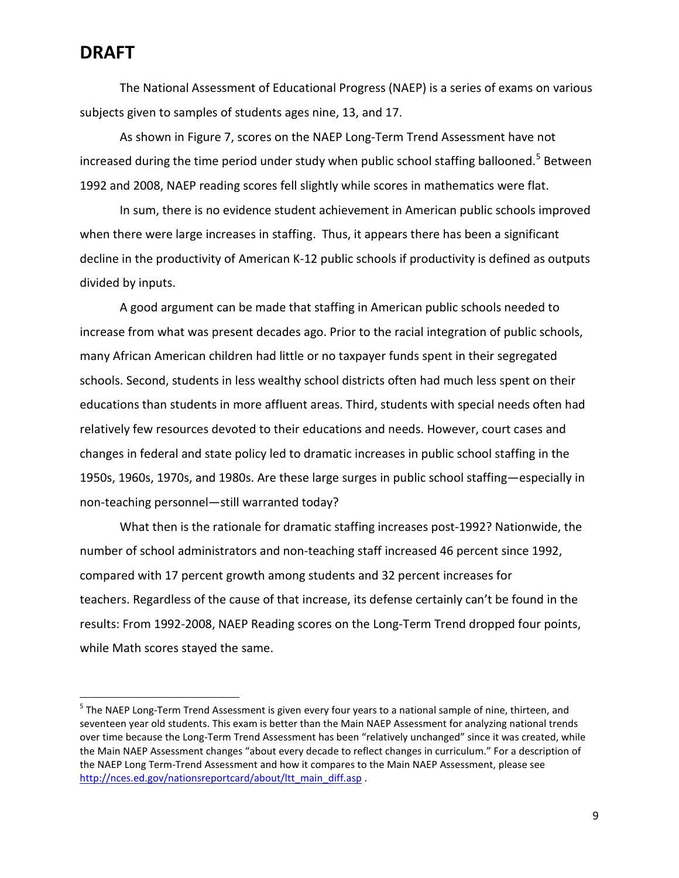# DRAFT

The National Assessment of Educational Progress (NAEP) is a series of exams on various subjects given to samples of students ages nine, 13, and 17.

As shown in Figure 7, scores on the NAEP Long-Term Trend Assessment have not increased during the time period under study when public school staffing ballooned.[5] Between 1992 and 2008, NAEP reading scores fell slightly while scores in mathematics were flat.

In sum, there is no evidence student achievement in American public schools improved when there were large increases in staffing. Thus, it appears there has been a significant decline in the productivity of American K-12 public schools if productivity is defined as outputs divided by inputs.

A good argument can be made that staffing in American public schools needed to increase from what was present decades ago. Prior to the racial integration of public schools, many African American children had little or no taxpayer funds spent in their segregated schools. Second, students in less wealthy school districts often had much less spent on their educations than students in more affluent areas. Third, students with special needs often had relatively few resources devoted to their educations and needs. However, court cases and changes in federal and state policy led to dramatic increases in public school staffing in the 1950s, 1960s, 1970s, and 1980s. Are these large surges in public school staffing—especially in non-teaching personnel—still warranted today?

What then is the rationale for dramatic staffing increases post-1992? Nationwide, the number of school administrators and non-teaching staff increased 46 percent since 1992, compared with 17 percent growth among students and 32 percent increases for teachers. Regardless of the cause of that increase, its defense certainly can't be found in the results: From 1992-2008, NAEP Reading scores on the Long-Term Trend dropped four points, while Math scores stayed the same.

---

[5] The NAEP Long-Term Trend Assessment is given every four years to a national sample of nine, thirteen, and seventeen year old students. This exam is better than the Main NAEP Assessment for analyzing national trends over time because the Long-Term Trend Assessment has been "relatively unchanged" since it was created, while the Main NAEP Assessment changes "about every decade to reflect changes in curriculum." For a description of the NAEP Long Term-Trend Assessment and how it compares to the Main NAEP Assessment, please see http://nces.ed.gov/nationsreportcard/about/ltt_main_diff.asp .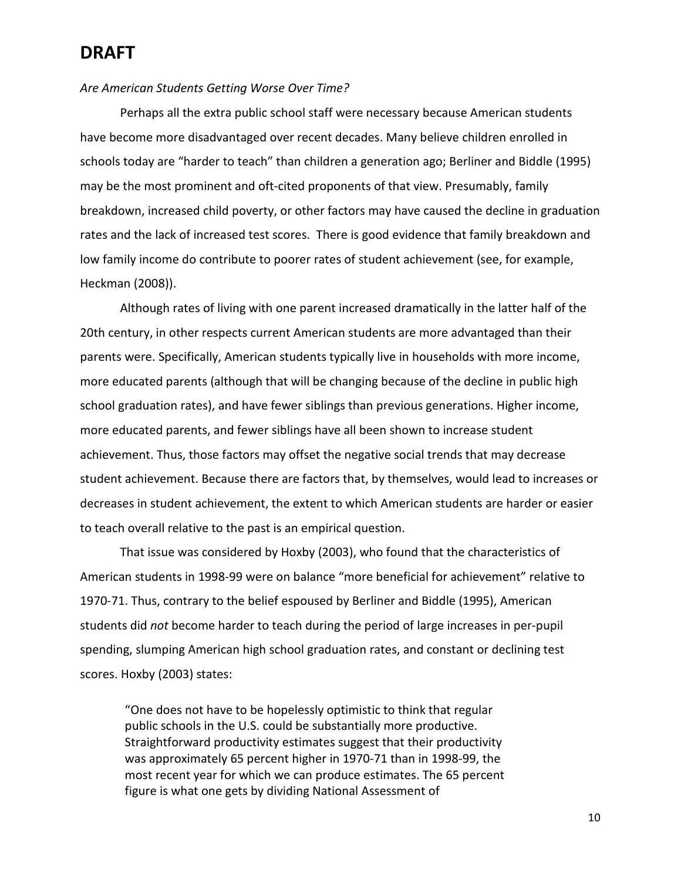# DRAFT

*Are American Students Getting Worse Over Time?*

Perhaps all the extra public school staff were necessary because American students have become more disadvantaged over recent decades. Many believe children enrolled in schools today are "harder to teach" than children a generation ago; Berliner and Biddle (1995) may be the most prominent and oft-cited proponents of that view. Presumably, family breakdown, increased child poverty, or other factors may have caused the decline in graduation rates and the lack of increased test scores. There is good evidence that family breakdown and low family income do contribute to poorer rates of student achievement (see, for example, Heckman (2008)).

Although rates of living with one parent increased dramatically in the latter half of the 20th century, in other respects current American students are more advantaged than their parents were. Specifically, American students typically live in households with more income, more educated parents (although that will be changing because of the decline in public high school graduation rates), and have fewer siblings than previous generations. Higher income, more educated parents, and fewer siblings have all been shown to increase student achievement. Thus, those factors may offset the negative social trends that may decrease student achievement. Because there are factors that, by themselves, would lead to increases or decreases in student achievement, the extent to which American students are harder or easier to teach overall relative to the past is an empirical question.

That issue was considered by Hoxby (2003), who found that the characteristics of American students in 1998-99 were on balance "more beneficial for achievement" relative to 1970-71. Thus, contrary to the belief espoused by Berliner and Biddle (1995), American students did *not* become harder to teach during the period of large increases in per-pupil spending, slumping American high school graduation rates, and constant or declining test scores. Hoxby (2003) states:

> "One does not have to be hopelessly optimistic to think that regular public schools in the U.S. could be substantially more productive. Straightforward productivity estimates suggest that their productivity was approximately 65 percent higher in 1970-71 than in 1998-99, the most recent year for which we can produce estimates. The 65 percent figure is what one gets by dividing National Assessment of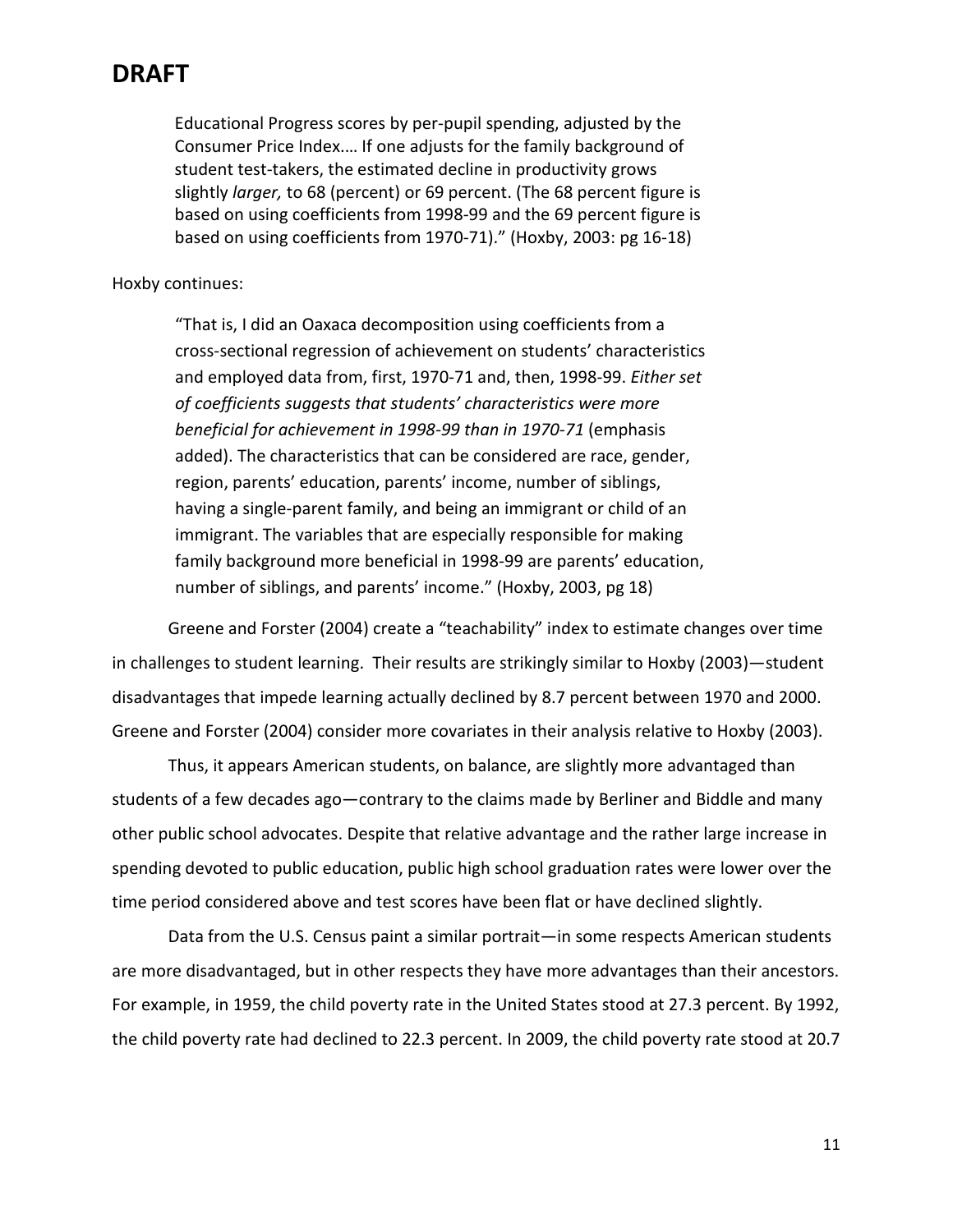# DRAFT

> Educational Progress scores by per-pupil spending, adjusted by the Consumer Price Index.… If one adjusts for the family background of student test-takers, the estimated decline in productivity grows slightly *larger,* to 68 (percent) or 69 percent. (The 68 percent figure is based on using coefficients from 1998-99 and the 69 percent figure is based on using coefficients from 1970-71).” (Hoxby, 2003: pg 16-18)

Hoxby continues:

> “That is, I did an Oaxaca decomposition using coefficients from a cross-sectional regression of achievement on students’ characteristics and employed data from, first, 1970-71 and, then, 1998-99. *Either set of coefficients suggests that students’ characteristics were more beneficial for achievement in 1998-99 than in 1970-71* (emphasis added). The characteristics that can be considered are race, gender, region, parents’ education, parents’ income, number of siblings, having a single-parent family, and being an immigrant or child of an immigrant. The variables that are especially responsible for making family background more beneficial in 1998-99 are parents’ education, number of siblings, and parents’ income.” (Hoxby, 2003, pg 18)

Greene and Forster (2004) create a “teachability” index to estimate changes over time in challenges to student learning. Their results are strikingly similar to Hoxby (2003)—student disadvantages that impede learning actually declined by 8.7 percent between 1970 and 2000. Greene and Forster (2004) consider more covariates in their analysis relative to Hoxby (2003).

Thus, it appears American students, on balance, are slightly more advantaged than students of a few decades ago—contrary to the claims made by Berliner and Biddle and many other public school advocates. Despite that relative advantage and the rather large increase in spending devoted to public education, public high school graduation rates were lower over the time period considered above and test scores have been flat or have declined slightly.

Data from the U.S. Census paint a similar portrait—in some respects American students are more disadvantaged, but in other respects they have more advantages than their ancestors. For example, in 1959, the child poverty rate in the United States stood at 27.3 percent. By 1992, the child poverty rate had declined to 22.3 percent. In 2009, the child poverty rate stood at 20.7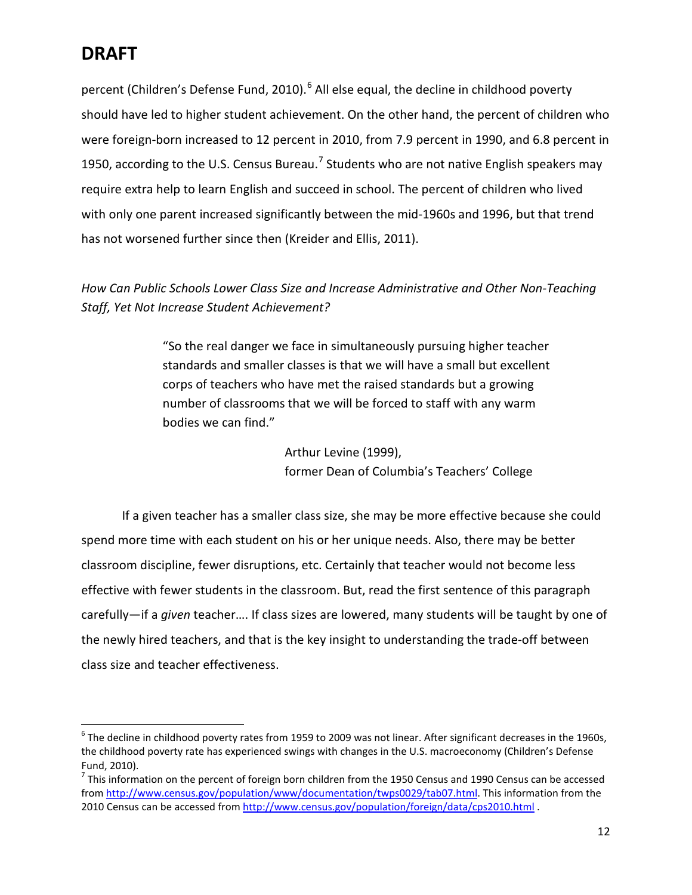# DRAFT

percent (Children's Defense Fund, 2010).[6] All else equal, the decline in childhood poverty should have led to higher student achievement. On the other hand, the percent of children who were foreign-born increased to 12 percent in 2010, from 7.9 percent in 1990, and 6.8 percent in 1950, according to the U.S. Census Bureau.[7] Students who are not native English speakers may require extra help to learn English and succeed in school. The percent of children who lived with only one parent increased significantly between the mid-1960s and 1996, but that trend has not worsened further since then (Kreider and Ellis, 2011).

*How Can Public Schools Lower Class Size and Increase Administrative and Other Non-Teaching Staff, Yet Not Increase Student Achievement?*

> "So the real danger we face in simultaneously pursuing higher teacher standards and smaller classes is that we will have a small but excellent corps of teachers who have met the raised standards but a growing number of classrooms that we will be forced to staff with any warm bodies we can find."
>
> Arthur Levine (1999),
> former Dean of Columbia's Teachers' College

If a given teacher has a smaller class size, she may be more effective because she could spend more time with each student on his or her unique needs. Also, there may be better classroom discipline, fewer disruptions, etc. Certainly that teacher would not become less effective with fewer students in the classroom. But, read the first sentence of this paragraph carefully—if a *given* teacher…. If class sizes are lowered, many students will be taught by one of the newly hired teachers, and that is the key insight to understanding the trade-off between class size and teacher effectiveness.

---

[6] The decline in childhood poverty rates from 1959 to 2009 was not linear. After significant decreases in the 1960s, the childhood poverty rate has experienced swings with changes in the U.S. macroeconomy (Children's Defense Fund, 2010).

[7] This information on the percent of foreign born children from the 1950 Census and 1990 Census can be accessed from http://www.census.gov/population/www/documentation/twps0029/tab07.html. This information from the 2010 Census can be accessed from http://www.census.gov/population/foreign/data/cps2010.html .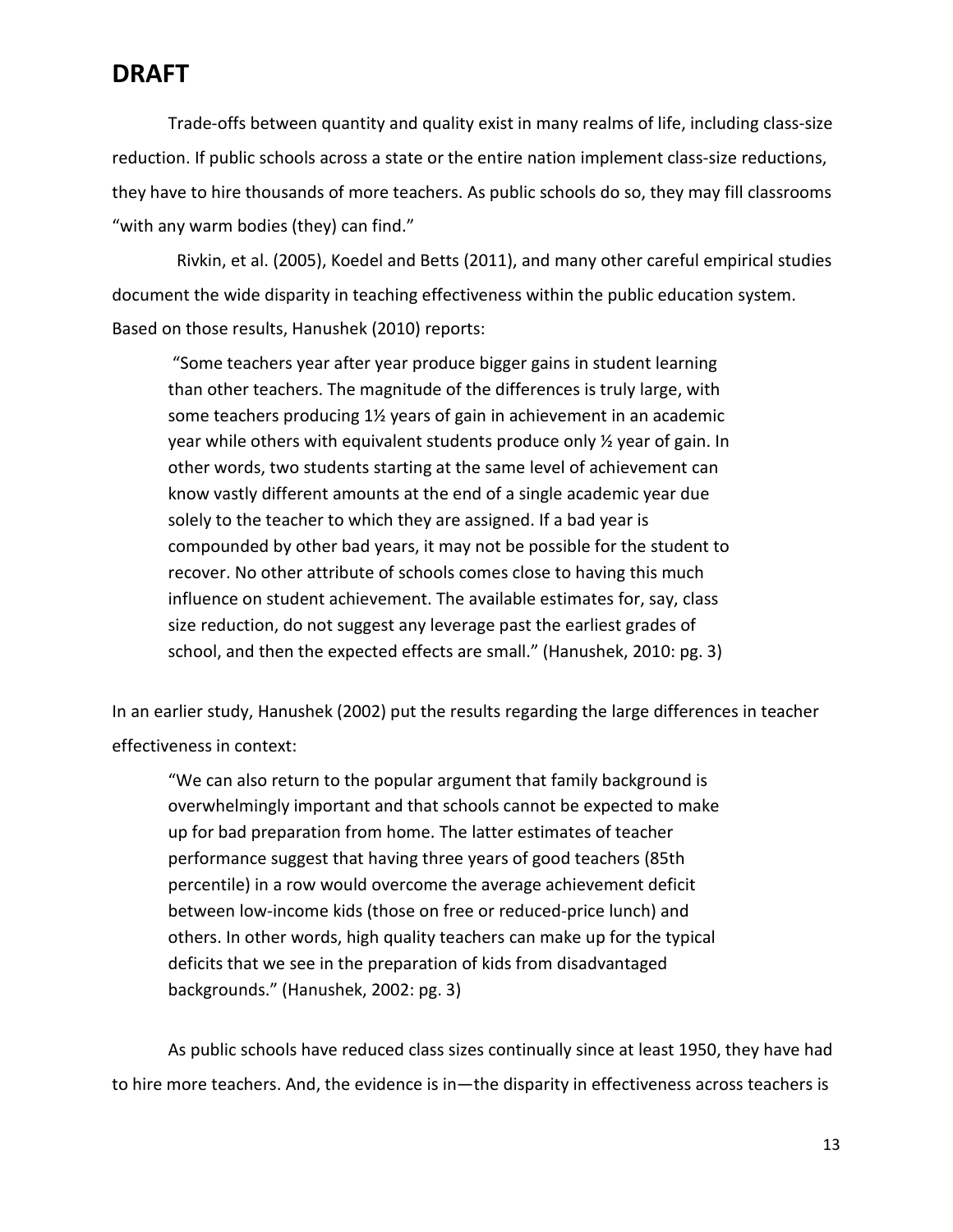# DRAFT

Trade-offs between quantity and quality exist in many realms of life, including class-size reduction. If public schools across a state or the entire nation implement class-size reductions, they have to hire thousands of more teachers. As public schools do so, they may fill classrooms "with any warm bodies (they) can find."

Rivkin, et al. (2005), Koedel and Betts (2011), and many other careful empirical studies document the wide disparity in teaching effectiveness within the public education system. Based on those results, Hanushek (2010) reports:

> "Some teachers year after year produce bigger gains in student learning than other teachers. The magnitude of the differences is truly large, with some teachers producing 1½ years of gain in achievement in an academic year while others with equivalent students produce only ½ year of gain. In other words, two students starting at the same level of achievement can know vastly different amounts at the end of a single academic year due solely to the teacher to which they are assigned. If a bad year is compounded by other bad years, it may not be possible for the student to recover. No other attribute of schools comes close to having this much influence on student achievement. The available estimates for, say, class size reduction, do not suggest any leverage past the earliest grades of school, and then the expected effects are small." (Hanushek, 2010: pg. 3)

In an earlier study, Hanushek (2002) put the results regarding the large differences in teacher effectiveness in context:

> "We can also return to the popular argument that family background is overwhelmingly important and that schools cannot be expected to make up for bad preparation from home. The latter estimates of teacher performance suggest that having three years of good teachers (85th percentile) in a row would overcome the average achievement deficit between low-income kids (those on free or reduced-price lunch) and others. In other words, high quality teachers can make up for the typical deficits that we see in the preparation of kids from disadvantaged backgrounds." (Hanushek, 2002: pg. 3)

As public schools have reduced class sizes continually since at least 1950, they have had to hire more teachers. And, the evidence is in—the disparity in effectiveness across teachers is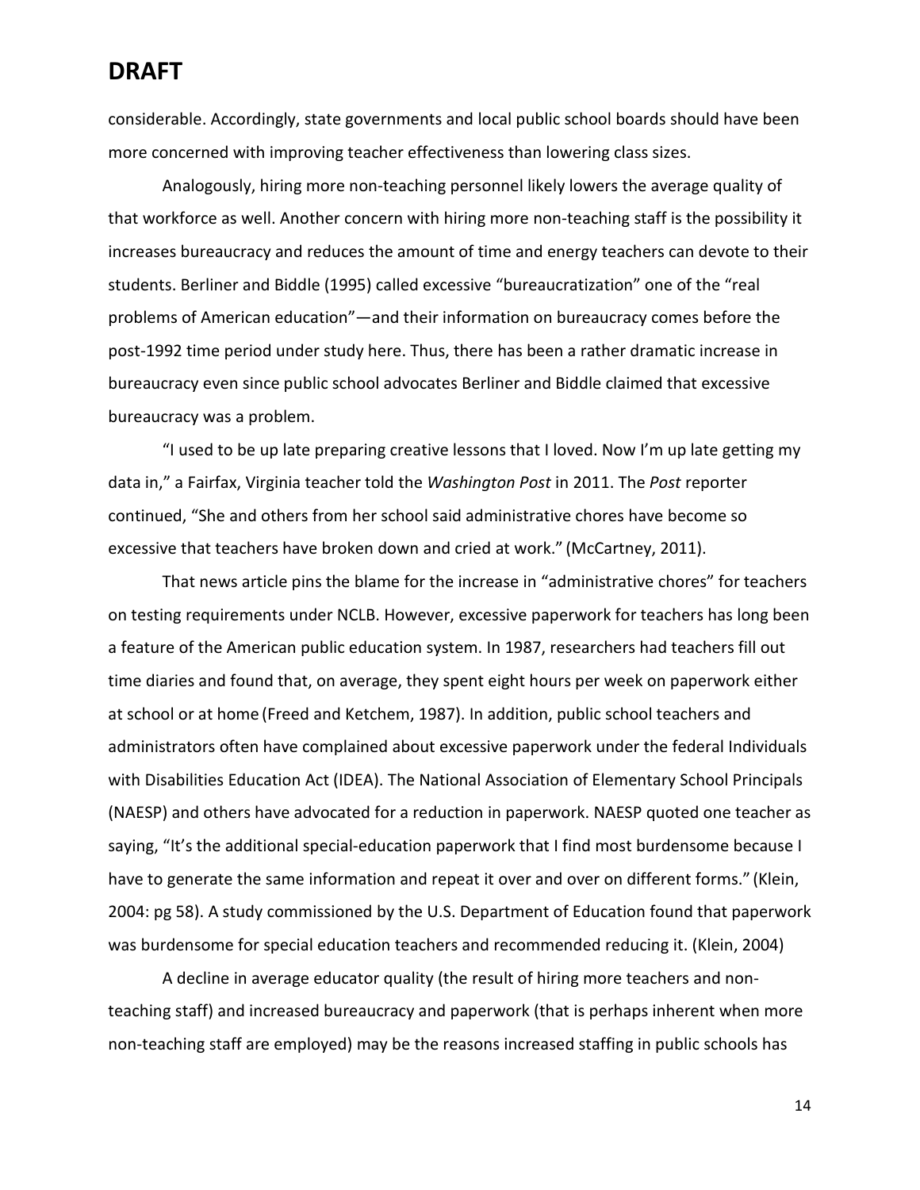considerable. Accordingly, state governments and local public school boards should have been more concerned with improving teacher effectiveness than lowering class sizes.

Analogously, hiring more non-teaching personnel likely lowers the average quality of that workforce as well. Another concern with hiring more non-teaching staff is the possibility it increases bureaucracy and reduces the amount of time and energy teachers can devote to their students. Berliner and Biddle (1995) called excessive "bureaucratization" one of the "real problems of American education"—and their information on bureaucracy comes before the post-1992 time period under study here. Thus, there has been a rather dramatic increase in bureaucracy even since public school advocates Berliner and Biddle claimed that excessive bureaucracy was a problem.

"I used to be up late preparing creative lessons that I loved. Now I'm up late getting my data in," a Fairfax, Virginia teacher told the *Washington Post* in 2011. The *Post* reporter continued, "She and others from her school said administrative chores have become so excessive that teachers have broken down and cried at work." (McCartney, 2011).

That news article pins the blame for the increase in "administrative chores" for teachers on testing requirements under NCLB. However, excessive paperwork for teachers has long been a feature of the American public education system. In 1987, researchers had teachers fill out time diaries and found that, on average, they spent eight hours per week on paperwork either at school or at home (Freed and Ketchem, 1987). In addition, public school teachers and administrators often have complained about excessive paperwork under the federal Individuals with Disabilities Education Act (IDEA). The National Association of Elementary School Principals (NAESP) and others have advocated for a reduction in paperwork. NAESP quoted one teacher as saying, "It's the additional special-education paperwork that I find most burdensome because I have to generate the same information and repeat it over and over on different forms." (Klein, 2004: pg 58). A study commissioned by the U.S. Department of Education found that paperwork was burdensome for special education teachers and recommended reducing it. (Klein, 2004)

A decline in average educator quality (the result of hiring more teachers and non-teaching staff) and increased bureaucracy and paperwork (that is perhaps inherent when more non-teaching staff are employed) may be the reasons increased staffing in public schools has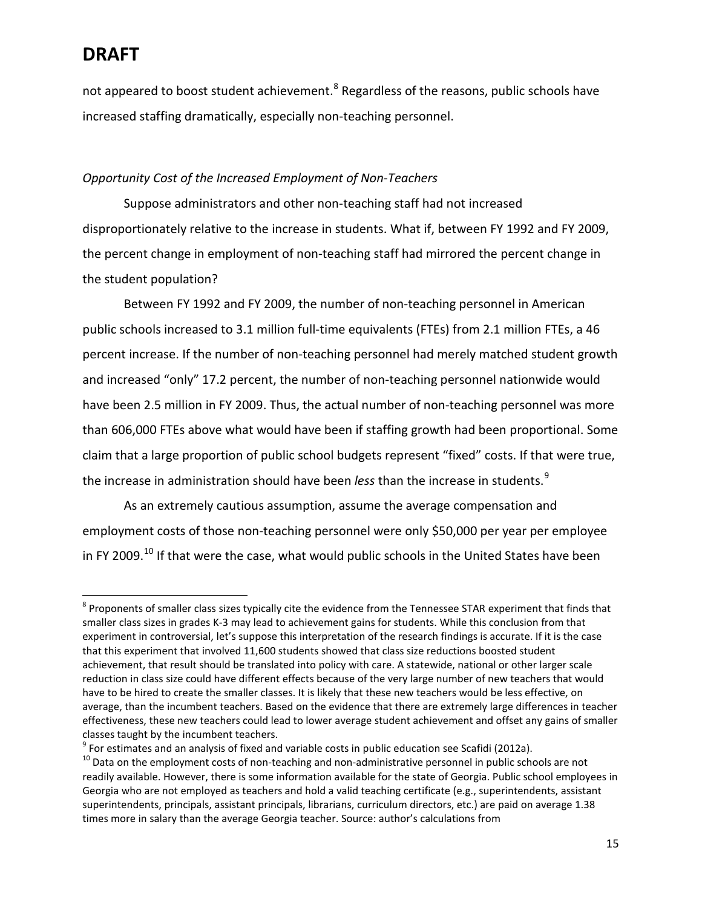not appeared to boost student achievement.[8] Regardless of the reasons, public schools have increased staffing dramatically, especially non-teaching personnel.

*Opportunity Cost of the Increased Employment of Non-Teachers*

Suppose administrators and other non-teaching staff had not increased disproportionately relative to the increase in students. What if, between FY 1992 and FY 2009, the percent change in employment of non-teaching staff had mirrored the percent change in the student population?

Between FY 1992 and FY 2009, the number of non-teaching personnel in American public schools increased to 3.1 million full-time equivalents (FTEs) from 2.1 million FTEs, a 46 percent increase. If the number of non-teaching personnel had merely matched student growth and increased "only" 17.2 percent, the number of non-teaching personnel nationwide would have been 2.5 million in FY 2009. Thus, the actual number of non-teaching personnel was more than 606,000 FTEs above what would have been if staffing growth had been proportional. Some claim that a large proportion of public school budgets represent "fixed" costs. If that were true, the increase in administration should have been *less* than the increase in students.[9]

As an extremely cautious assumption, assume the average compensation and employment costs of those non-teaching personnel were only $50,000 per year per employee in FY 2009.[10] If that were the case, what would public schools in the United States have been

---

[8] Proponents of smaller class sizes typically cite the evidence from the Tennessee STAR experiment that finds that smaller class sizes in grades K-3 may lead to achievement gains for students. While this conclusion from that experiment in controversial, let's suppose this interpretation of the research findings is accurate. If it is the case that this experiment that involved 11,600 students showed that class size reductions boosted student achievement, that result should be translated into policy with care. A statewide, national or other larger scale reduction in class size could have different effects because of the very large number of new teachers that would have to be hired to create the smaller classes. It is likely that these new teachers would be less effective, on average, than the incumbent teachers. Based on the evidence that there are extremely large differences in teacher effectiveness, these new teachers could lead to lower average student achievement and offset any gains of smaller classes taught by the incumbent teachers.

[9] For estimates and an analysis of fixed and variable costs in public education see Scafidi (2012a).

[10] Data on the employment costs of non-teaching and non-administrative personnel in public schools are not readily available. However, there is some information available for the state of Georgia. Public school employees in Georgia who are not employed as teachers and hold a valid teaching certificate (e.g., superintendents, assistant superintendents, principals, assistant principals, librarians, curriculum directors, etc.) are paid on average 1.38 times more in salary than the average Georgia teacher. Source: author's calculations from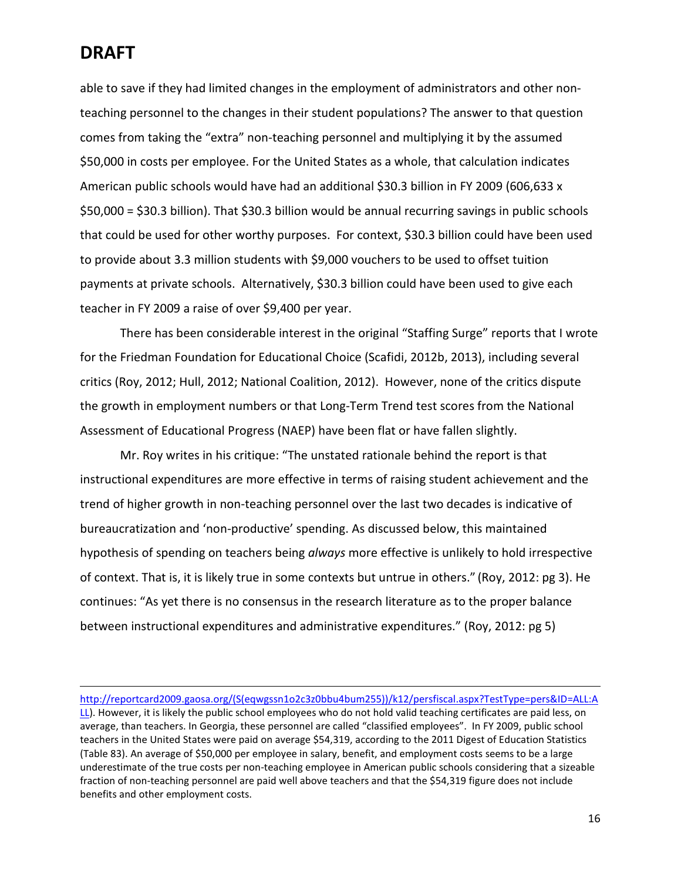# DRAFT

able to save if they had limited changes in the employment of administrators and other non-teaching personnel to the changes in their student populations? The answer to that question comes from taking the "extra" non-teaching personnel and multiplying it by the assumed $50,000 in costs per employee. For the United States as a whole, that calculation indicates American public schools would have had an additional $30.3 billion in FY 2009 (606,633 x $50,000 = $30.3 billion). That $30.3 billion would be annual recurring savings in public schools that could be used for other worthy purposes. For context, $30.3 billion could have been used to provide about 3.3 million students with $9,000 vouchers to be used to offset tuition payments at private schools. Alternatively, $30.3 billion could have been used to give each teacher in FY 2009 a raise of over $9,400 per year.

There has been considerable interest in the original "Staffing Surge" reports that I wrote for the Friedman Foundation for Educational Choice (Scafidi, 2012b, 2013), including several critics (Roy, 2012; Hull, 2012; National Coalition, 2012). However, none of the critics dispute the growth in employment numbers or that Long-Term Trend test scores from the National Assessment of Educational Progress (NAEP) have been flat or have fallen slightly.

Mr. Roy writes in his critique: "The unstated rationale behind the report is that instructional expenditures are more effective in terms of raising student achievement and the trend of higher growth in non-teaching personnel over the last two decades is indicative of bureaucratization and 'non-productive' spending. As discussed below, this maintained hypothesis of spending on teachers being *always* more effective is unlikely to hold irrespective of context. That is, it is likely true in some contexts but untrue in others." (Roy, 2012: pg 3). He continues: "As yet there is no consensus in the research literature as to the proper balance between instructional expenditures and administrative expenditures." (Roy, 2012: pg 5)

---

http://reportcard2009.gaosa.org/(S(eqwgssn1o2c3z0bbu4bum255))/k12/persfiscal.aspx?TestType=pers&ID=ALL:ALL). However, it is likely the public school employees who do not hold valid teaching certificates are paid less, on average, than teachers. In Georgia, these personnel are called "classified employees". In FY 2009, public school teachers in the United States were paid on average $54,319, according to the 2011 Digest of Education Statistics (Table 83). An average of $50,000 per employee in salary, benefit, and employment costs seems to be a large underestimate of the true costs per non-teaching employee in American public schools considering that a sizeable fraction of non-teaching personnel are paid well above teachers and that the $54,319 figure does not include benefits and other employment costs.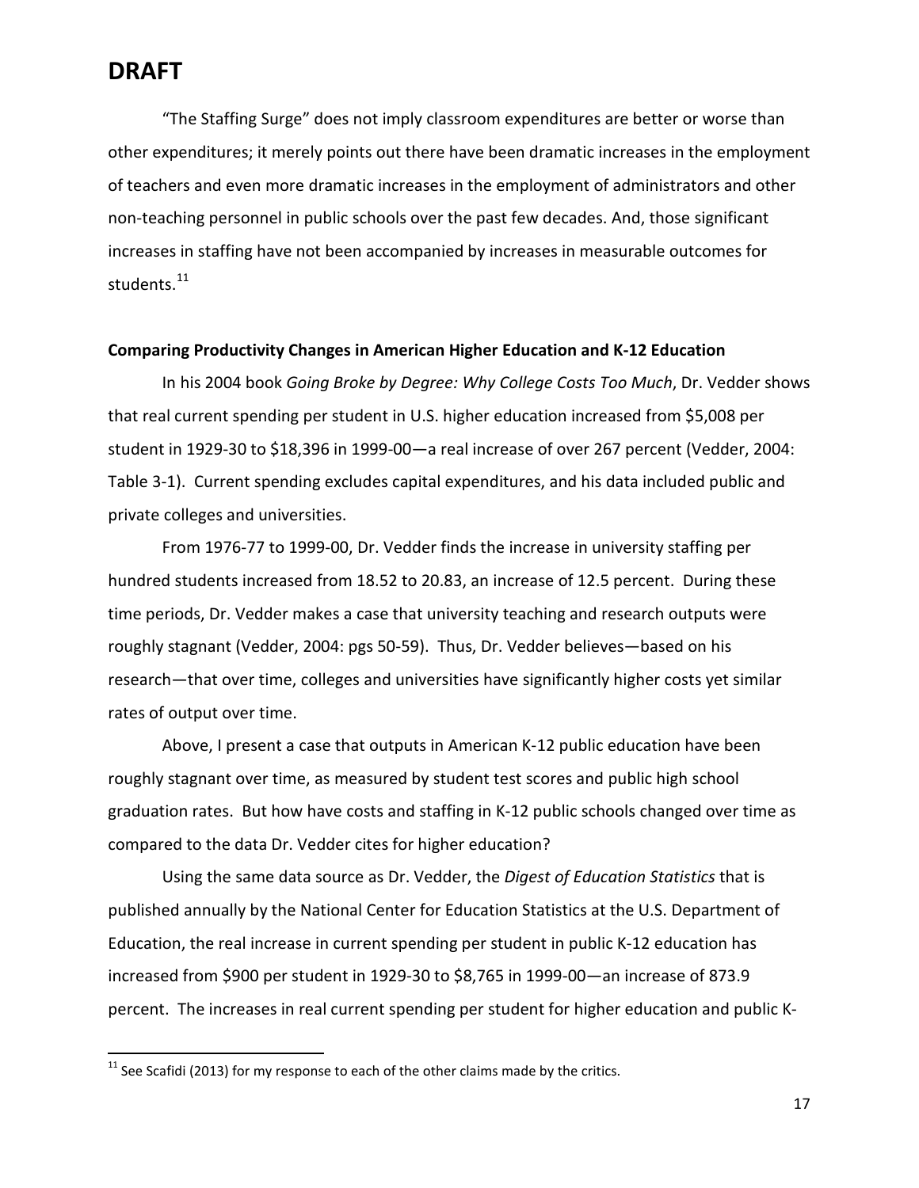# DRAFT

"The Staffing Surge" does not imply classroom expenditures are better or worse than other expenditures; it merely points out there have been dramatic increases in the employment of teachers and even more dramatic increases in the employment of administrators and other non-teaching personnel in public schools over the past few decades. And, those significant increases in staffing have not been accompanied by increases in measurable outcomes for students.[11]

**Comparing Productivity Changes in American Higher Education and K-12 Education**

In his 2004 book *Going Broke by Degree: Why College Costs Too Much*, Dr. Vedder shows that real current spending per student in U.S. higher education increased from $5,008 per student in 1929-30 to $18,396 in 1999-00—a real increase of over 267 percent (Vedder, 2004: Table 3-1). Current spending excludes capital expenditures, and his data included public and private colleges and universities.

From 1976-77 to 1999-00, Dr. Vedder finds the increase in university staffing per hundred students increased from 18.52 to 20.83, an increase of 12.5 percent. During these time periods, Dr. Vedder makes a case that university teaching and research outputs were roughly stagnant (Vedder, 2004: pgs 50-59). Thus, Dr. Vedder believes—based on his research—that over time, colleges and universities have significantly higher costs yet similar rates of output over time.

Above, I present a case that outputs in American K-12 public education have been roughly stagnant over time, as measured by student test scores and public high school graduation rates. But how have costs and staffing in K-12 public schools changed over time as compared to the data Dr. Vedder cites for higher education?

Using the same data source as Dr. Vedder, the *Digest of Education Statistics* that is published annually by the National Center for Education Statistics at the U.S. Department of Education, the real increase in current spending per student in public K-12 education has increased from $900 per student in 1929-30 to $8,765 in 1999-00—an increase of 873.9 percent. The increases in real current spending per student for higher education and public K-

[11] See Scafidi (2013) for my response to each of the other claims made by the critics.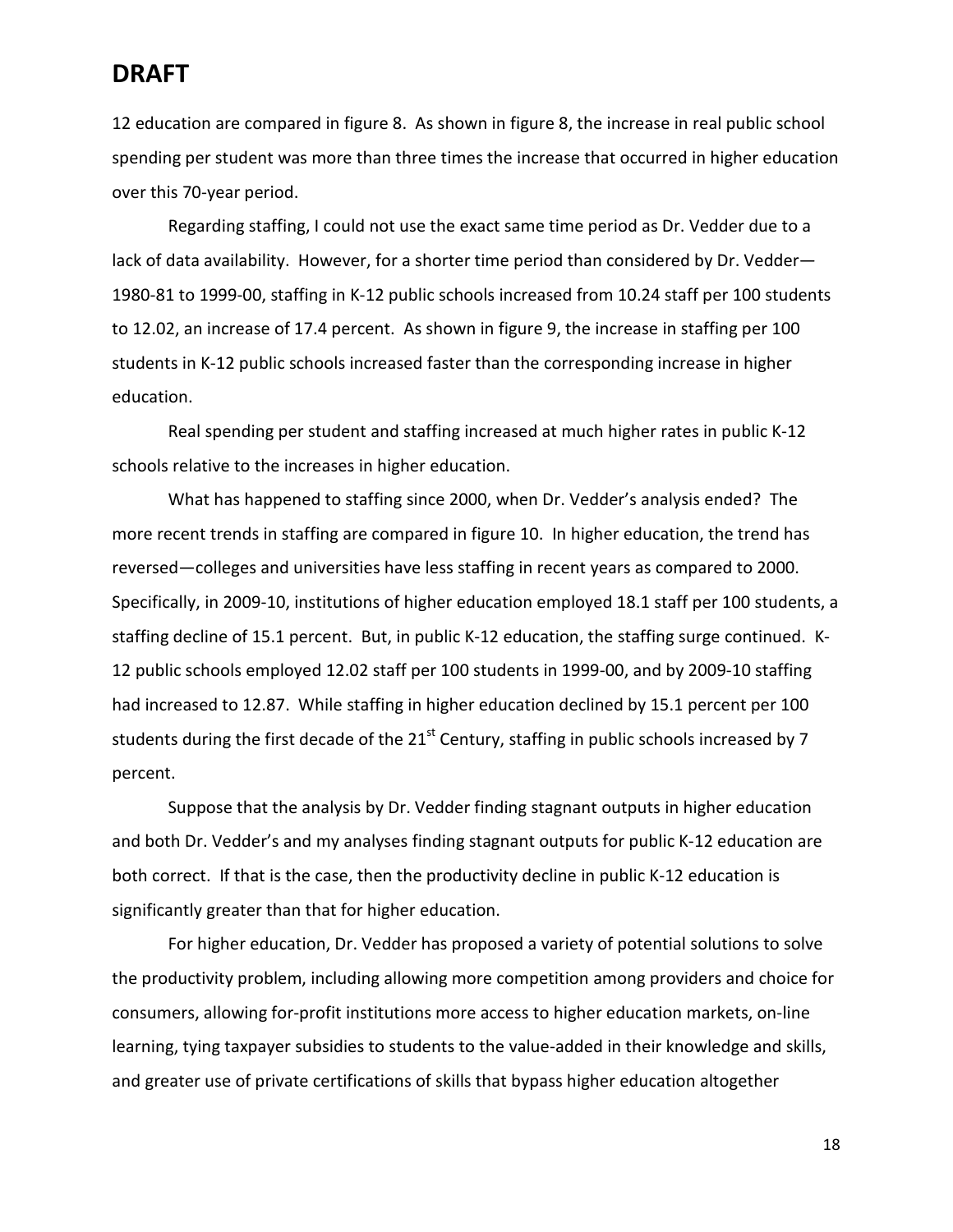12 education are compared in figure 8. As shown in figure 8, the increase in real public school spending per student was more than three times the increase that occurred in higher education over this 70-year period.

Regarding staffing, I could not use the exact same time period as Dr. Vedder due to a lack of data availability. However, for a shorter time period than considered by Dr. Vedder—1980-81 to 1999-00, staffing in K-12 public schools increased from 10.24 staff per 100 students to 12.02, an increase of 17.4 percent. As shown in figure 9, the increase in staffing per 100 students in K-12 public schools increased faster than the corresponding increase in higher education.

Real spending per student and staffing increased at much higher rates in public K-12 schools relative to the increases in higher education.

What has happened to staffing since 2000, when Dr. Vedder's analysis ended? The more recent trends in staffing are compared in figure 10. In higher education, the trend has reversed—colleges and universities have less staffing in recent years as compared to 2000. Specifically, in 2009-10, institutions of higher education employed 18.1 staff per 100 students, a staffing decline of 15.1 percent. But, in public K-12 education, the staffing surge continued. K-12 public schools employed 12.02 staff per 100 students in 1999-00, and by 2009-10 staffing had increased to 12.87. While staffing in higher education declined by 15.1 percent per 100 students during the first decade of the 21st Century, staffing in public schools increased by 7 percent.

Suppose that the analysis by Dr. Vedder finding stagnant outputs in higher education and both Dr. Vedder's and my analyses finding stagnant outputs for public K-12 education are both correct. If that is the case, then the productivity decline in public K-12 education is significantly greater than that for higher education.

For higher education, Dr. Vedder has proposed a variety of potential solutions to solve the productivity problem, including allowing more competition among providers and choice for consumers, allowing for-profit institutions more access to higher education markets, on-line learning, tying taxpayer subsidies to students to the value-added in their knowledge and skills, and greater use of private certifications of skills that bypass higher education altogether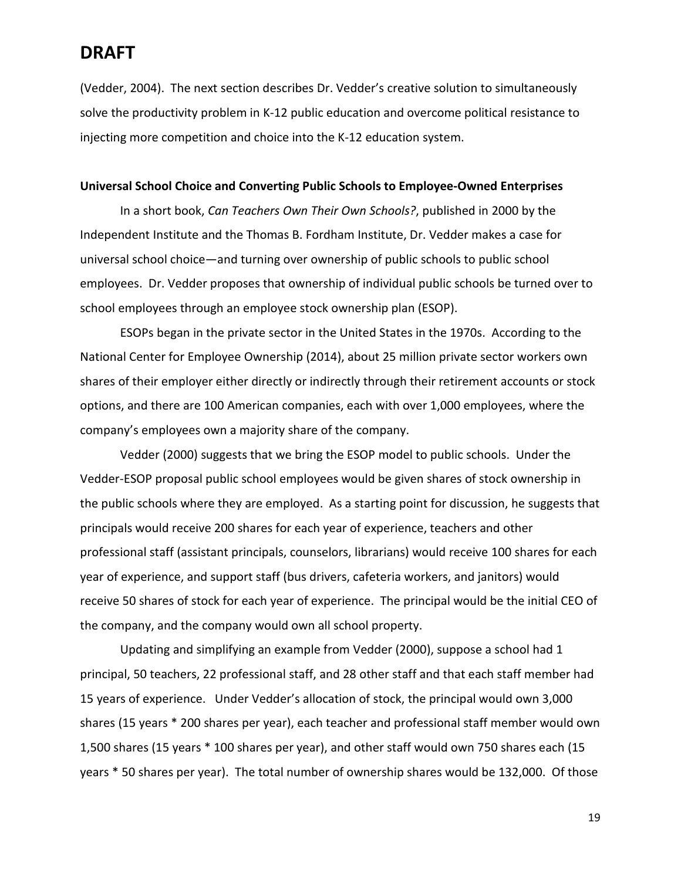(Vedder, 2004). The next section describes Dr. Vedder's creative solution to simultaneously solve the productivity problem in K-12 public education and overcome political resistance to injecting more competition and choice into the K-12 education system.

**Universal School Choice and Converting Public Schools to Employee-Owned Enterprises**

In a short book, *Can Teachers Own Their Own Schools?*, published in 2000 by the Independent Institute and the Thomas B. Fordham Institute, Dr. Vedder makes a case for universal school choice—and turning over ownership of public schools to public school employees. Dr. Vedder proposes that ownership of individual public schools be turned over to school employees through an employee stock ownership plan (ESOP).

ESOPs began in the private sector in the United States in the 1970s. According to the National Center for Employee Ownership (2014), about 25 million private sector workers own shares of their employer either directly or indirectly through their retirement accounts or stock options, and there are 100 American companies, each with over 1,000 employees, where the company's employees own a majority share of the company.

Vedder (2000) suggests that we bring the ESOP model to public schools. Under the Vedder-ESOP proposal public school employees would be given shares of stock ownership in the public schools where they are employed. As a starting point for discussion, he suggests that principals would receive 200 shares for each year of experience, teachers and other professional staff (assistant principals, counselors, librarians) would receive 100 shares for each year of experience, and support staff (bus drivers, cafeteria workers, and janitors) would receive 50 shares of stock for each year of experience. The principal would be the initial CEO of the company, and the company would own all school property.

Updating and simplifying an example from Vedder (2000), suppose a school had 1 principal, 50 teachers, 22 professional staff, and 28 other staff and that each staff member had 15 years of experience. Under Vedder's allocation of stock, the principal would own 3,000 shares (15 years * 200 shares per year), each teacher and professional staff member would own 1,500 shares (15 years * 100 shares per year), and other staff would own 750 shares each (15 years * 50 shares per year). The total number of ownership shares would be 132,000. Of those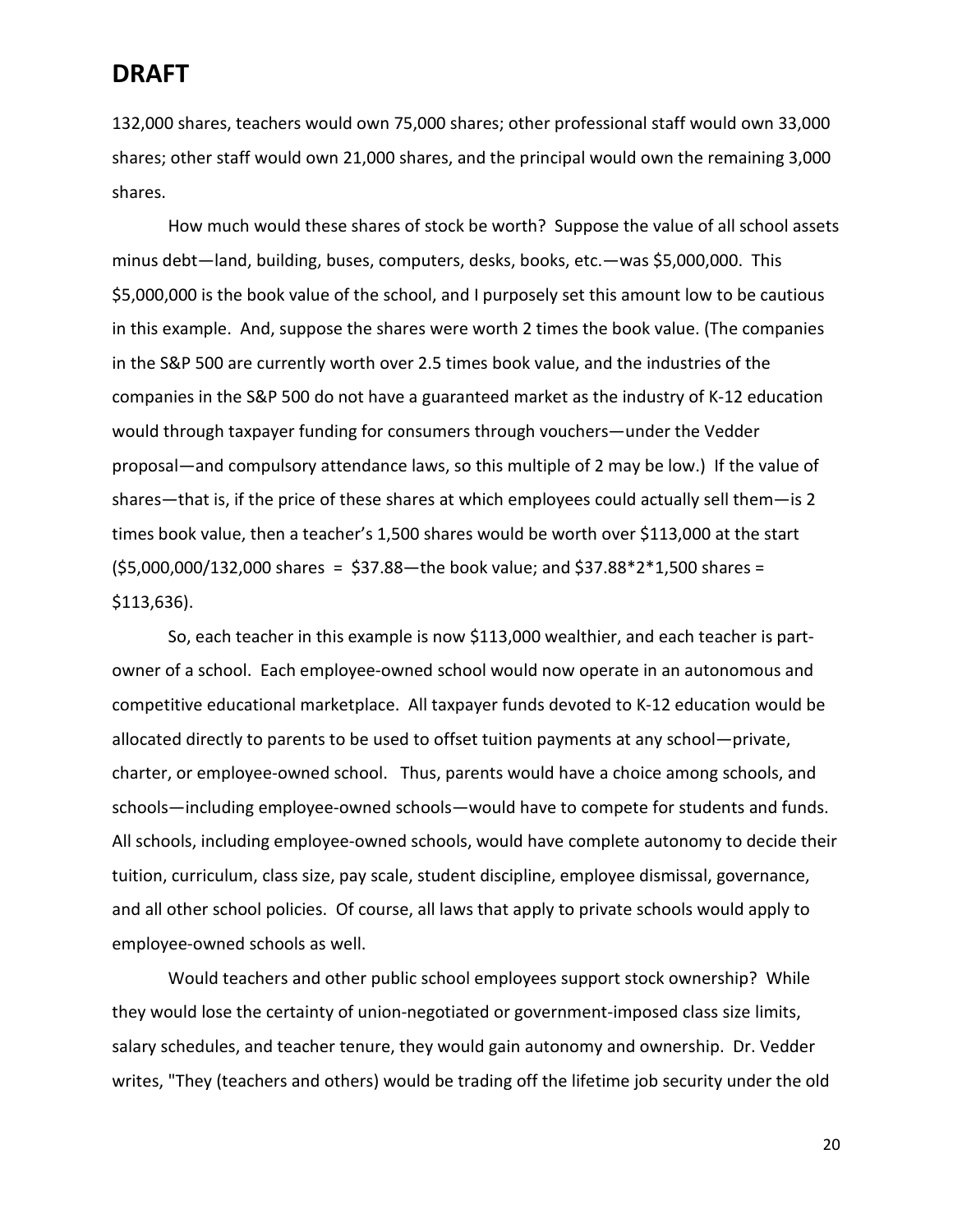132,000 shares, teachers would own 75,000 shares; other professional staff would own 33,000 shares; other staff would own 21,000 shares, and the principal would own the remaining 3,000 shares.

How much would these shares of stock be worth? Suppose the value of all school assets minus debt—land, building, buses, computers, desks, books, etc.—was $5,000,000. This $5,000,000 is the book value of the school, and I purposely set this amount low to be cautious in this example. And, suppose the shares were worth 2 times the book value. (The companies in the S&P 500 are currently worth over 2.5 times book value, and the industries of the companies in the S&P 500 do not have a guaranteed market as the industry of K-12 education would through taxpayer funding for consumers through vouchers—under the Vedder proposal—and compulsory attendance laws, so this multiple of 2 may be low.) If the value of shares—that is, if the price of these shares at which employees could actually sell them—is 2 times book value, then a teacher's 1,500 shares would be worth over $113,000 at the start ($5,000,000/132,000 shares = $37.88—the book value; and $37.88*2*1,500 shares = $113,636).

So, each teacher in this example is now $113,000 wealthier, and each teacher is part-owner of a school. Each employee-owned school would now operate in an autonomous and competitive educational marketplace. All taxpayer funds devoted to K-12 education would be allocated directly to parents to be used to offset tuition payments at any school—private, charter, or employee-owned school. Thus, parents would have a choice among schools, and schools—including employee-owned schools—would have to compete for students and funds. All schools, including employee-owned schools, would have complete autonomy to decide their tuition, curriculum, class size, pay scale, student discipline, employee dismissal, governance, and all other school policies. Of course, all laws that apply to private schools would apply to employee-owned schools as well.

Would teachers and other public school employees support stock ownership? While they would lose the certainty of union-negotiated or government-imposed class size limits, salary schedules, and teacher tenure, they would gain autonomy and ownership. Dr. Vedder writes, "They (teachers and others) would be trading off the lifetime job security under the old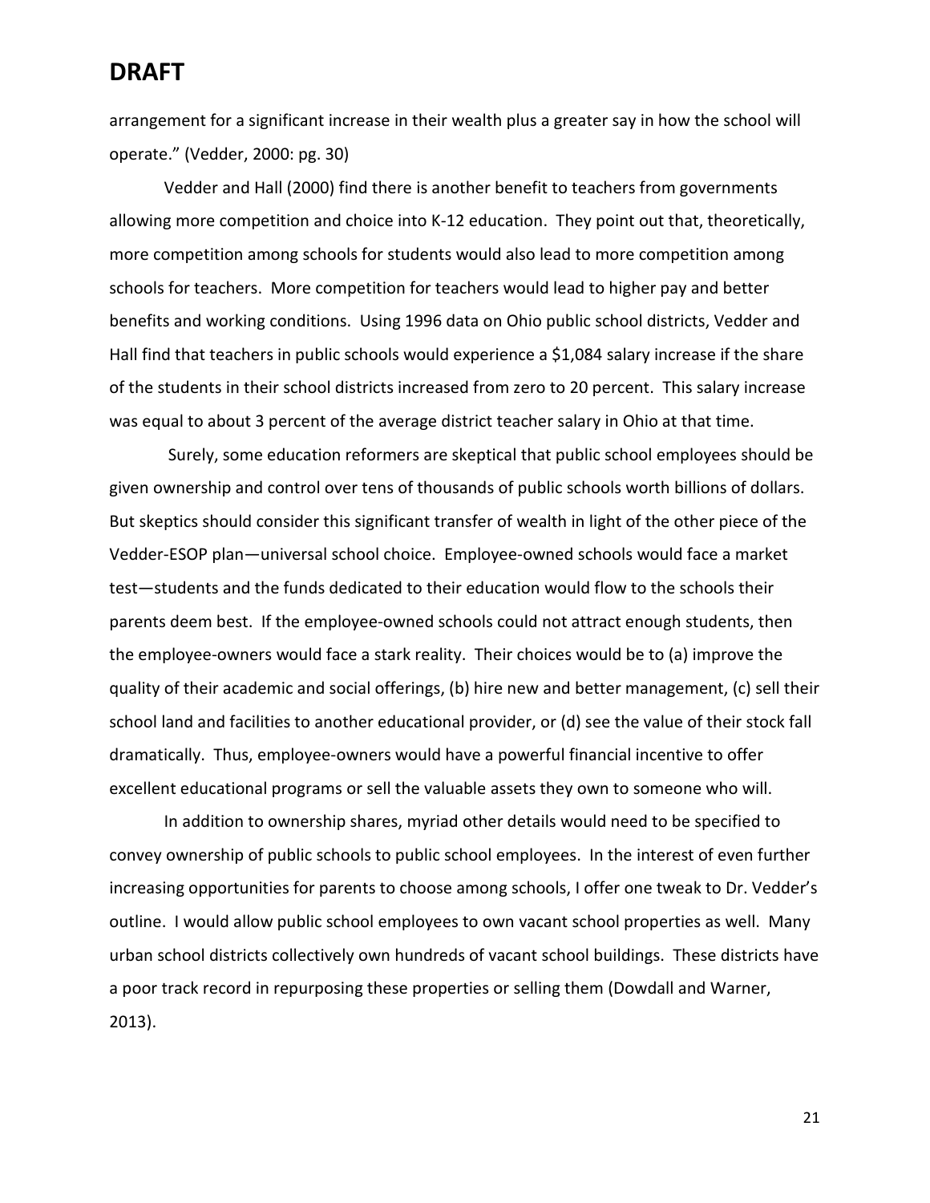arrangement for a significant increase in their wealth plus a greater say in how the school will operate." (Vedder, 2000: pg. 30)

Vedder and Hall (2000) find there is another benefit to teachers from governments allowing more competition and choice into K-12 education. They point out that, theoretically, more competition among schools for students would also lead to more competition among schools for teachers. More competition for teachers would lead to higher pay and better benefits and working conditions. Using 1996 data on Ohio public school districts, Vedder and Hall find that teachers in public schools would experience a $1,084 salary increase if the share of the students in their school districts increased from zero to 20 percent. This salary increase was equal to about 3 percent of the average district teacher salary in Ohio at that time.

Surely, some education reformers are skeptical that public school employees should be given ownership and control over tens of thousands of public schools worth billions of dollars. But skeptics should consider this significant transfer of wealth in light of the other piece of the Vedder-ESOP plan—universal school choice. Employee-owned schools would face a market test—students and the funds dedicated to their education would flow to the schools their parents deem best. If the employee-owned schools could not attract enough students, then the employee-owners would face a stark reality. Their choices would be to (a) improve the quality of their academic and social offerings, (b) hire new and better management, (c) sell their school land and facilities to another educational provider, or (d) see the value of their stock fall dramatically. Thus, employee-owners would have a powerful financial incentive to offer excellent educational programs or sell the valuable assets they own to someone who will.

In addition to ownership shares, myriad other details would need to be specified to convey ownership of public schools to public school employees. In the interest of even further increasing opportunities for parents to choose among schools, I offer one tweak to Dr. Vedder's outline. I would allow public school employees to own vacant school properties as well. Many urban school districts collectively own hundreds of vacant school buildings. These districts have a poor track record in repurposing these properties or selling them (Dowdall and Warner, 2013).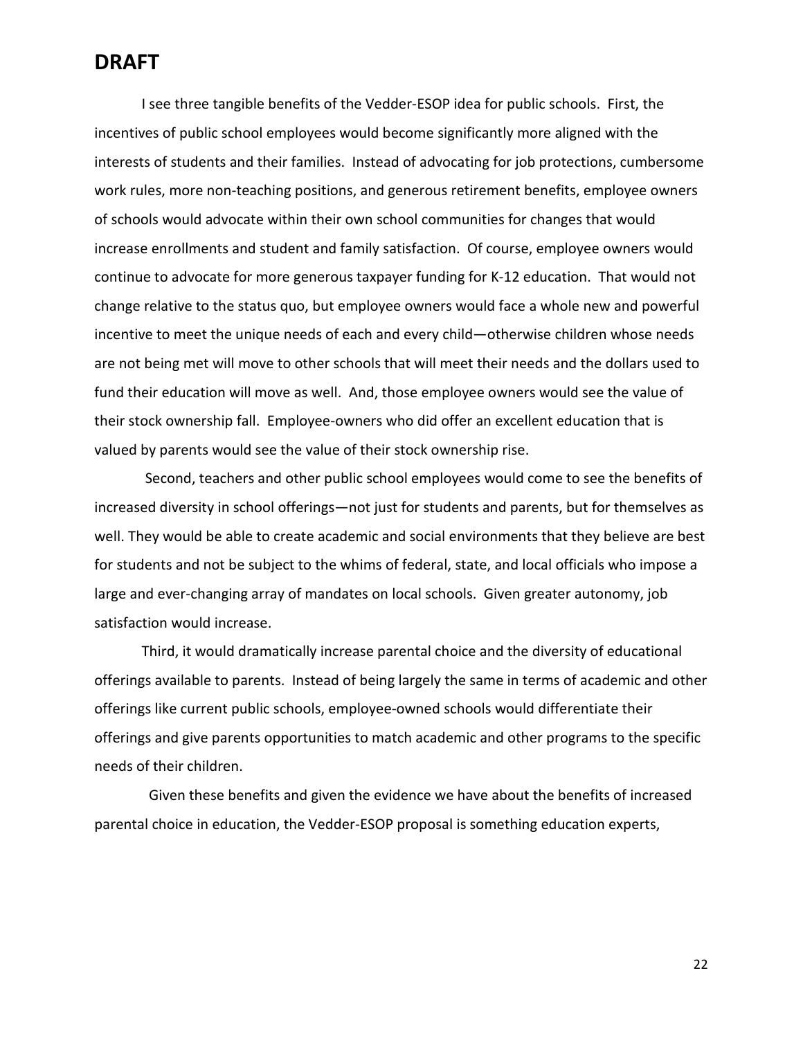## DRAFT

I see three tangible benefits of the Vedder-ESOP idea for public schools. First, the incentives of public school employees would become significantly more aligned with the interests of students and their families. Instead of advocating for job protections, cumbersome work rules, more non-teaching positions, and generous retirement benefits, employee owners of schools would advocate within their own school communities for changes that would increase enrollments and student and family satisfaction. Of course, employee owners would continue to advocate for more generous taxpayer funding for K-12 education. That would not change relative to the status quo, but employee owners would face a whole new and powerful incentive to meet the unique needs of each and every child—otherwise children whose needs are not being met will move to other schools that will meet their needs and the dollars used to fund their education will move as well. And, those employee owners would see the value of their stock ownership fall. Employee-owners who did offer an excellent education that is valued by parents would see the value of their stock ownership rise.

Second, teachers and other public school employees would come to see the benefits of increased diversity in school offerings—not just for students and parents, but for themselves as well. They would be able to create academic and social environments that they believe are best for students and not be subject to the whims of federal, state, and local officials who impose a large and ever-changing array of mandates on local schools. Given greater autonomy, job satisfaction would increase.

Third, it would dramatically increase parental choice and the diversity of educational offerings available to parents. Instead of being largely the same in terms of academic and other offerings like current public schools, employee-owned schools would differentiate their offerings and give parents opportunities to match academic and other programs to the specific needs of their children.

Given these benefits and given the evidence we have about the benefits of increased parental choice in education, the Vedder-ESOP proposal is something education experts,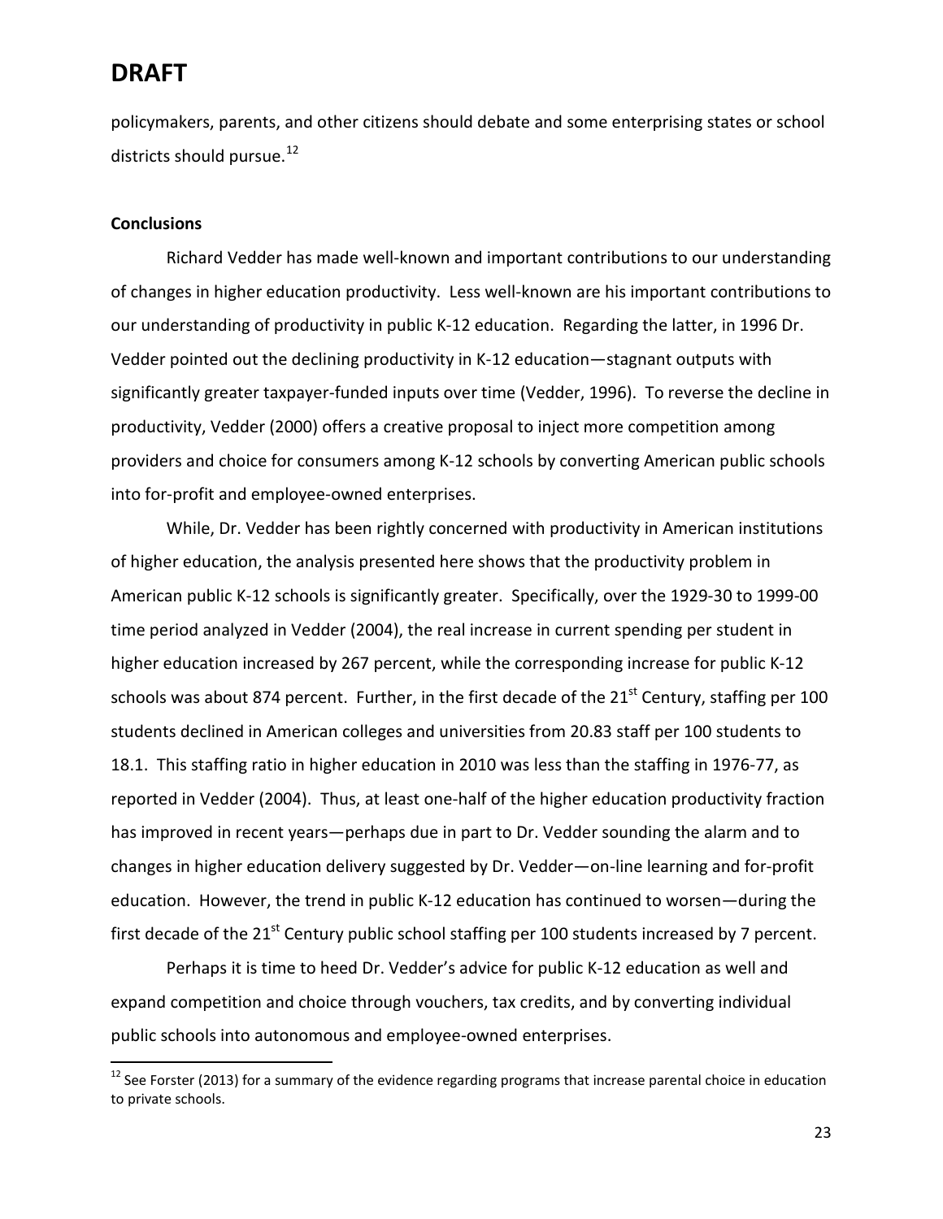policymakers, parents, and other citizens should debate and some enterprising states or school districts should pursue.[12]

**Conclusions**

Richard Vedder has made well-known and important contributions to our understanding of changes in higher education productivity. Less well-known are his important contributions to our understanding of productivity in public K-12 education. Regarding the latter, in 1996 Dr. Vedder pointed out the declining productivity in K-12 education—stagnant outputs with significantly greater taxpayer-funded inputs over time (Vedder, 1996). To reverse the decline in productivity, Vedder (2000) offers a creative proposal to inject more competition among providers and choice for consumers among K-12 schools by converting American public schools into for-profit and employee-owned enterprises.

While, Dr. Vedder has been rightly concerned with productivity in American institutions of higher education, the analysis presented here shows that the productivity problem in American public K-12 schools is significantly greater. Specifically, over the 1929-30 to 1999-00 time period analyzed in Vedder (2004), the real increase in current spending per student in higher education increased by 267 percent, while the corresponding increase for public K-12 schools was about 874 percent. Further, in the first decade of the 21st Century, staffing per 100 students declined in American colleges and universities from 20.83 staff per 100 students to 18.1. This staffing ratio in higher education in 2010 was less than the staffing in 1976-77, as reported in Vedder (2004). Thus, at least one-half of the higher education productivity fraction has improved in recent years—perhaps due in part to Dr. Vedder sounding the alarm and to changes in higher education delivery suggested by Dr. Vedder—on-line learning and for-profit education. However, the trend in public K-12 education has continued to worsen—during the first decade of the 21st Century public school staffing per 100 students increased by 7 percent.

Perhaps it is time to heed Dr. Vedder's advice for public K-12 education as well and expand competition and choice through vouchers, tax credits, and by converting individual public schools into autonomous and employee-owned enterprises.

---

[12] See Forster (2013) for a summary of the evidence regarding programs that increase parental choice in education to private schools.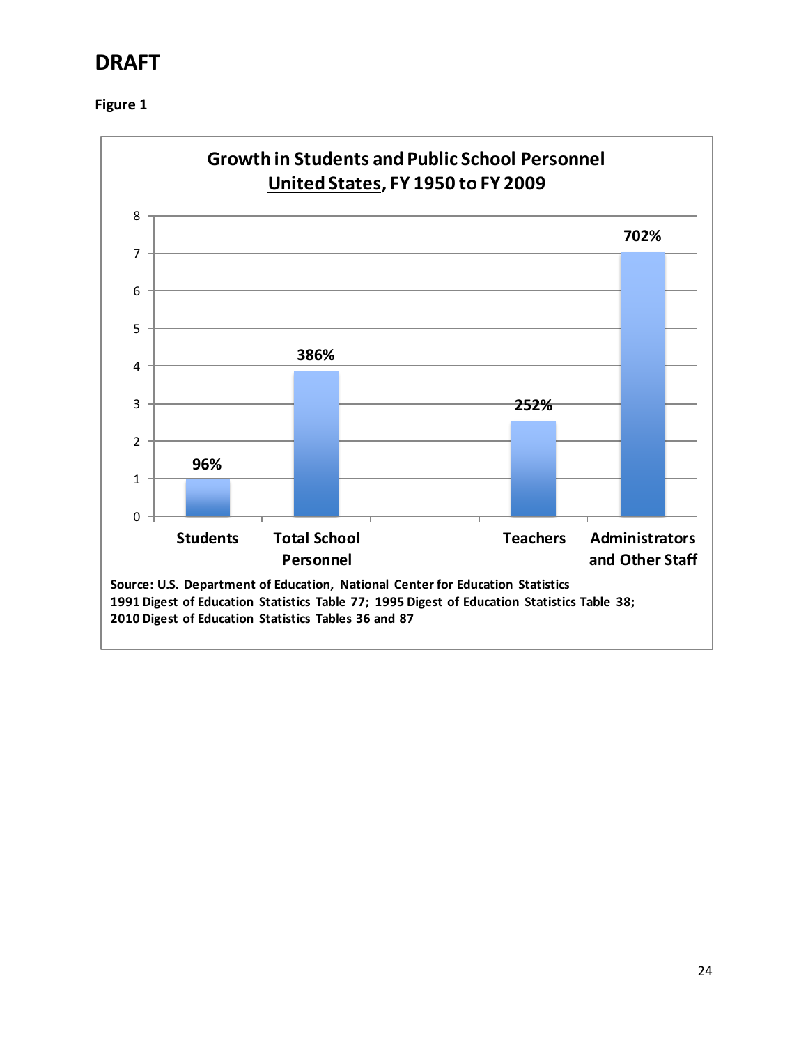# DRAFT

**Figure 1**

**Growth in Students and Public School Personnel**
**United States, FY 1950 to FY 2009**

| Category | Growth |
| --- | --- |
| Students | 96% |
| Total School Personnel | 386% |
| Teachers | 252% |
| Administrators and Other Staff | 702% |

**Source: U.S. Department of Education, National Center for Education Statistics**
**1991 Digest of Education Statistics Table 77; 1995 Digest of Education Statistics Table 38;**
**2010 Digest of Education Statistics Tables 36 and 87**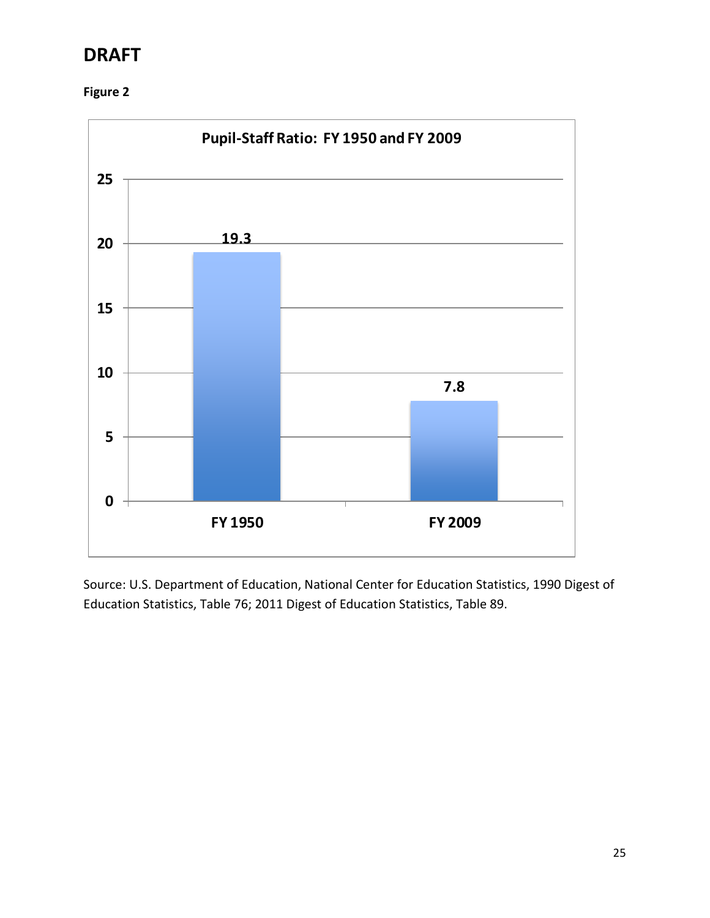# DRAFT

**Figure 2**

**Pupil-Staff Ratio: FY 1950 and FY 2009**

| | Pupil-Staff Ratio |
|---|---|
| FY 1950 | 19.3 |
| FY 2009 | 7.8 |

Source: U.S. Department of Education, National Center for Education Statistics, 1990 Digest of Education Statistics, Table 76; 2011 Digest of Education Statistics, Table 89.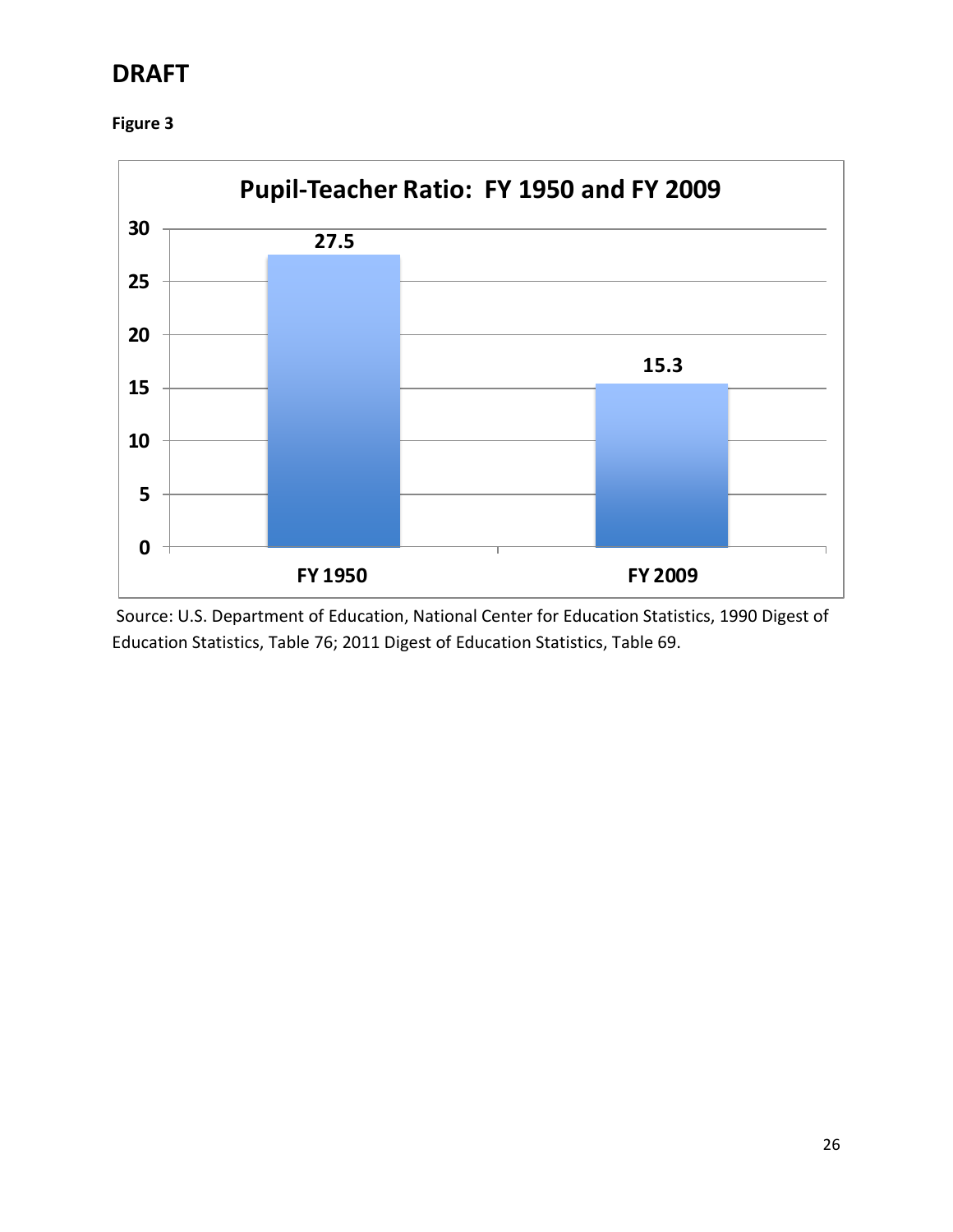**DRAFT**

**Figure 3**

**Pupil-Teacher Ratio: FY 1950 and FY 2009**

| | Pupil-Teacher Ratio |
|---|---|
| FY 1950 | 27.5 |
| FY 2009 | 15.3 |

Source: U.S. Department of Education, National Center for Education Statistics, 1990 Digest of Education Statistics, Table 76; 2011 Digest of Education Statistics, Table 69.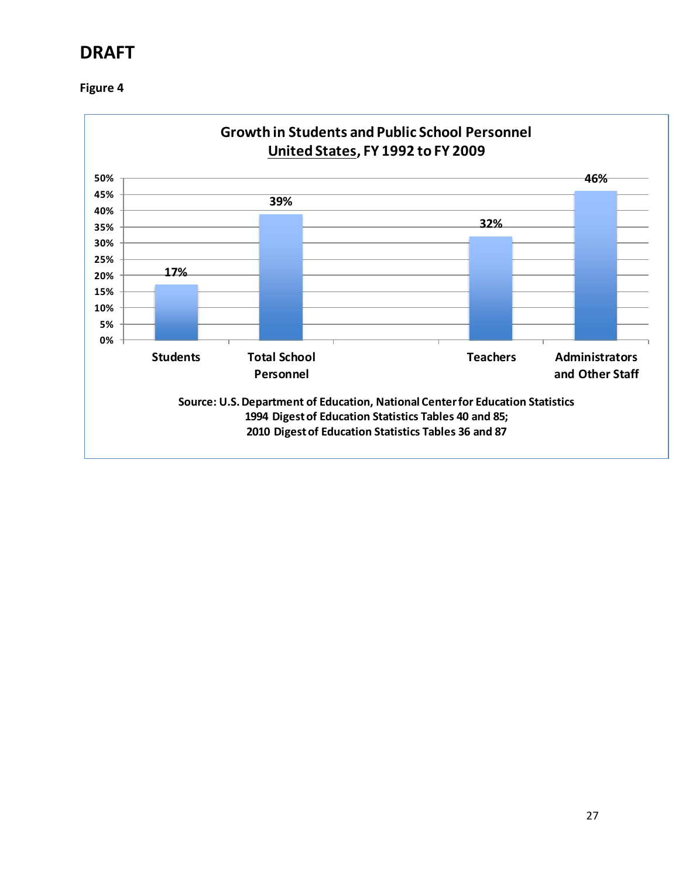**DRAFT**

**Figure 4**

**Growth in Students and Public School Personnel**
**United States, FY 1992 to FY 2009**

| | Growth |
|---|---|
| Students | 17% |
| Total School Personnel | 39% |
| Teachers | 32% |
| Administrators and Other Staff | 46% |

**Source: U.S. Department of Education, National Center for Education Statistics**
**1994 Digest of Education Statistics Tables 40 and 85;**
**2010 Digest of Education Statistics Tables 36 and 87**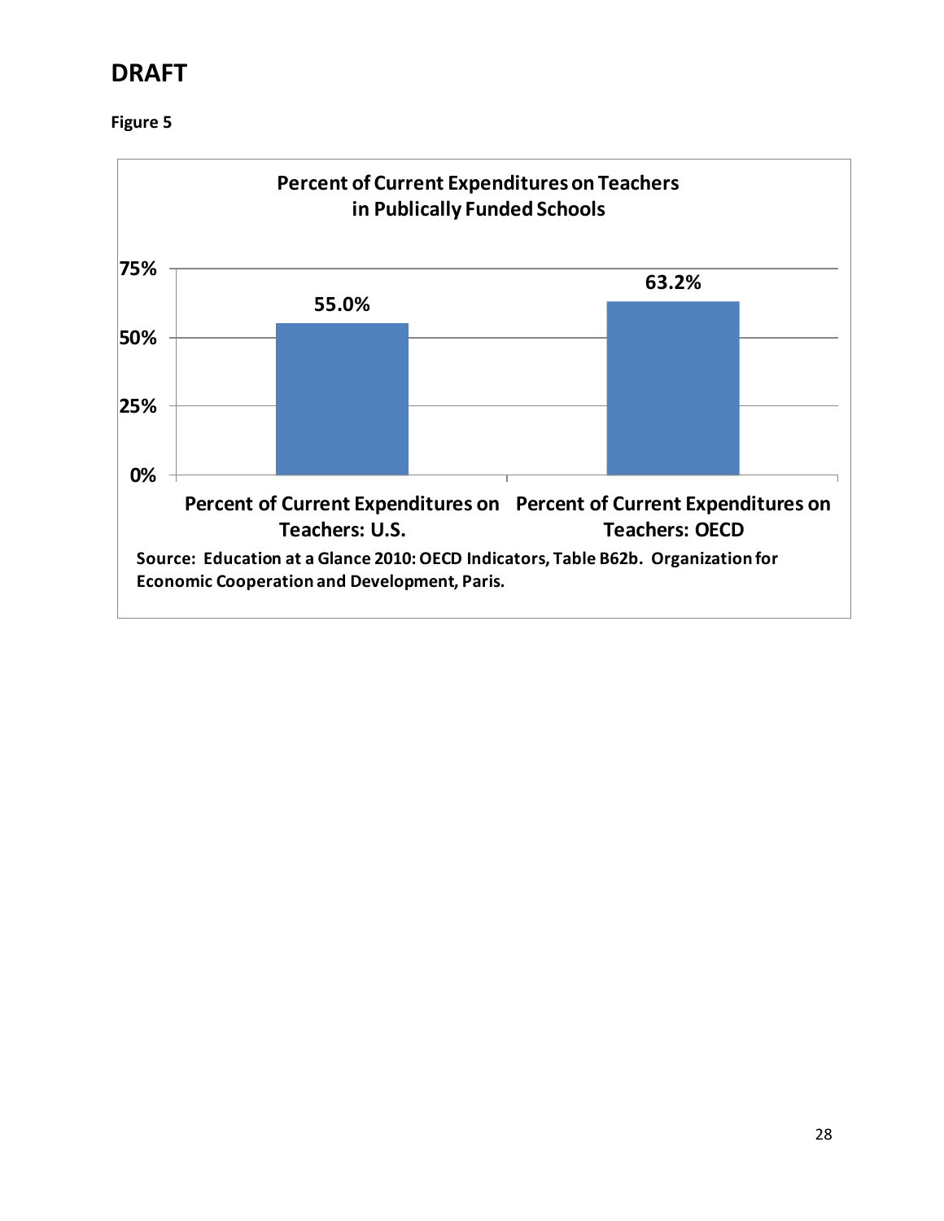# DRAFT

**Figure 5**

**Percent of Current Expenditures on Teachers in Publically Funded Schools**

| | Percent |
|---|---|
| Percent of Current Expenditures on Teachers: U.S. | 55.0% |
| Percent of Current Expenditures on Teachers: OECD | 63.2% |

**Source: Education at a Glance 2010: OECD Indicators, Table B62b. Organization for Economic Cooperation and Development, Paris.**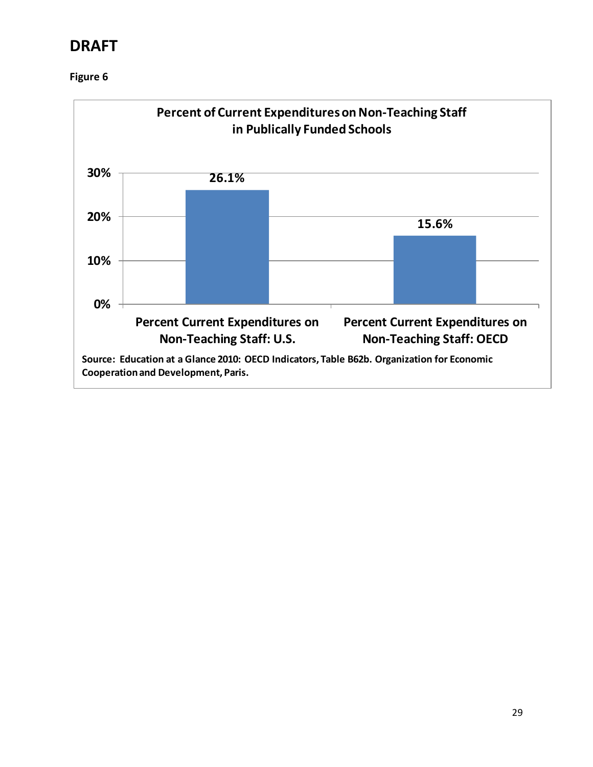**DRAFT**

**Figure 6**

**Percent of Current Expenditures on Non-Teaching Staff in Publically Funded Schools**

| | Percent Current Expenditures on Non-Teaching Staff: U.S. | Percent Current Expenditures on Non-Teaching Staff: OECD |
|---|---|---|
| Percent | 26.1% | 15.6% |

**Source: Education at a Glance 2010: OECD Indicators, Table B62b. Organization for Economic Cooperation and Development, Paris.**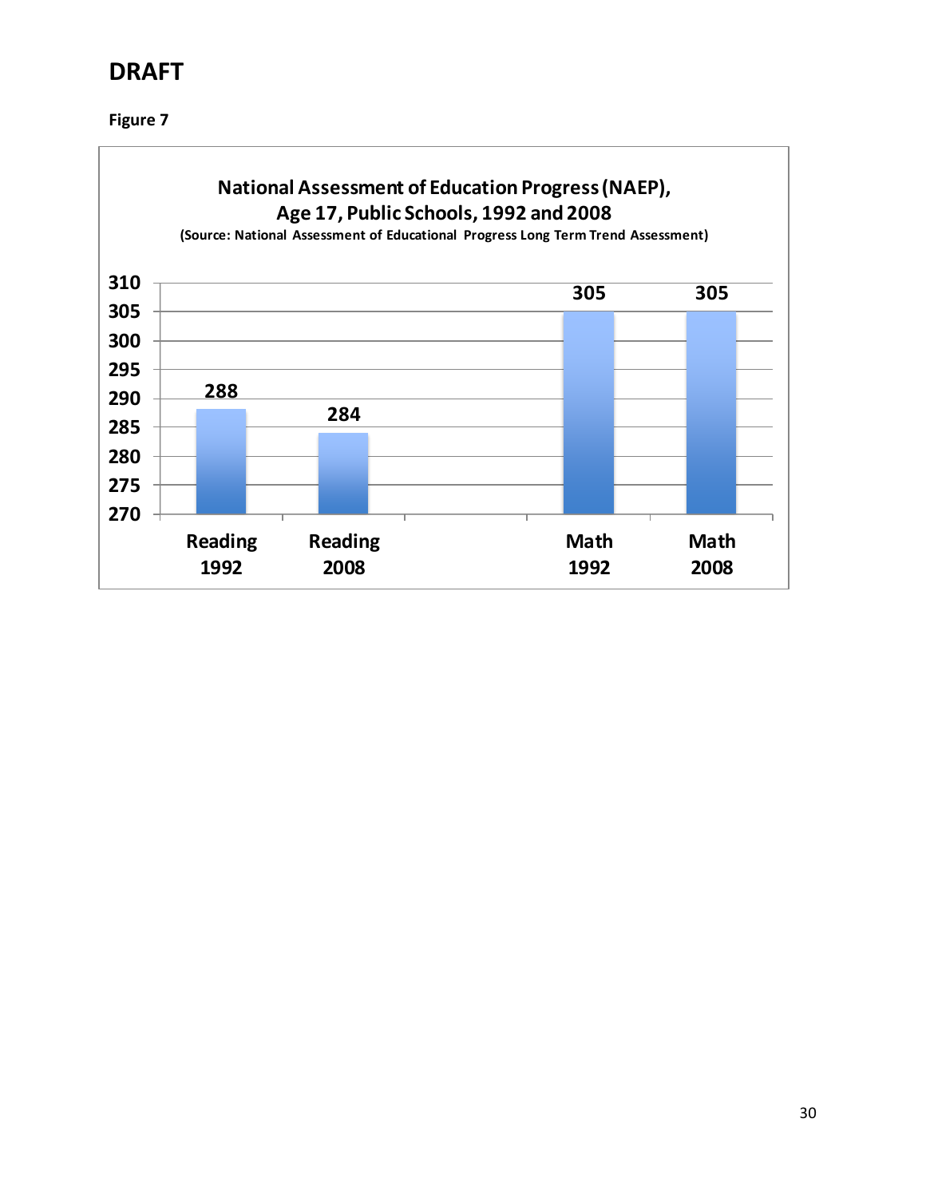**DRAFT**

**Figure 7**

**National Assessment of Education Progress (NAEP), Age 17, Public Schools, 1992 and 2008**

**(Source: National Assessment of Educational Progress Long Term Trend Assessment)**

| | Reading 1992 | Reading 2008 | Math 1992 | Math 2008 |
|---|---|---|---|---|
| Score | 288 | 284 | 305 | 305 |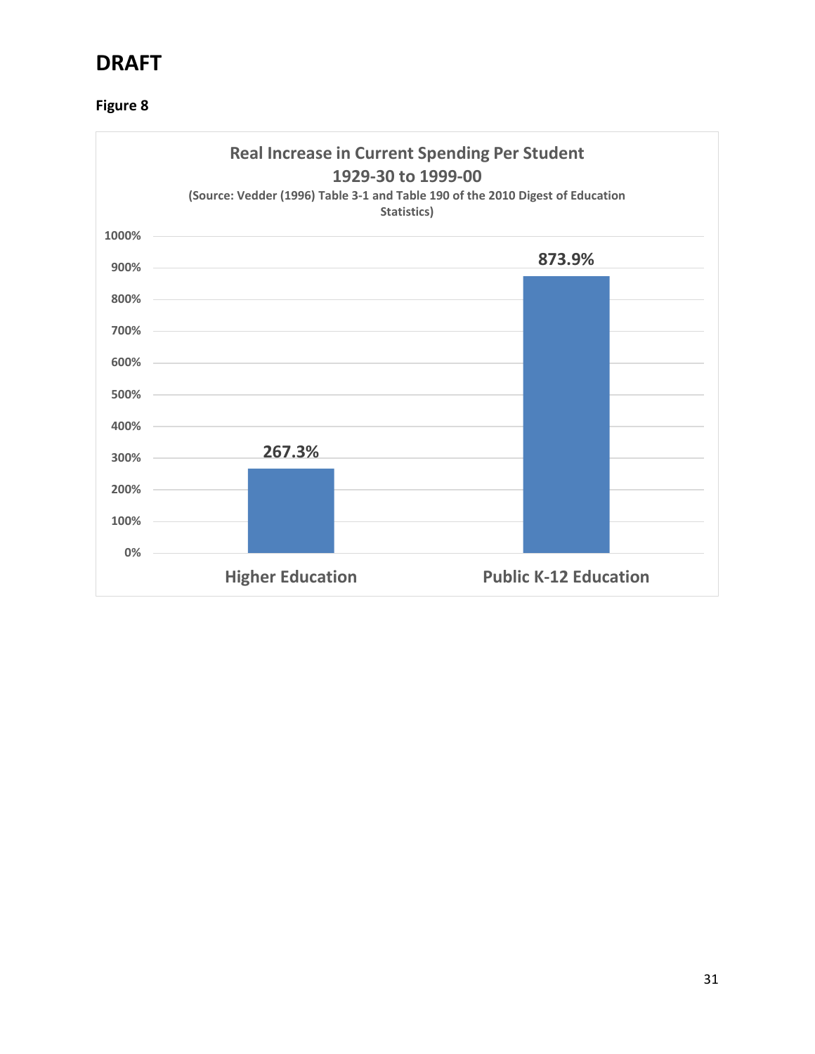# DRAFT

**Figure 8**

**Real Increase in Current Spending Per Student 1929-30 to 1999-00**

(Source: Vedder (1996) Table 3-1 and Table 190 of the 2010 Digest of Education Statistics)

| Category | Real Increase |
|---|---|
| Higher Education | 267.3% |
| Public K-12 Education | 873.9% |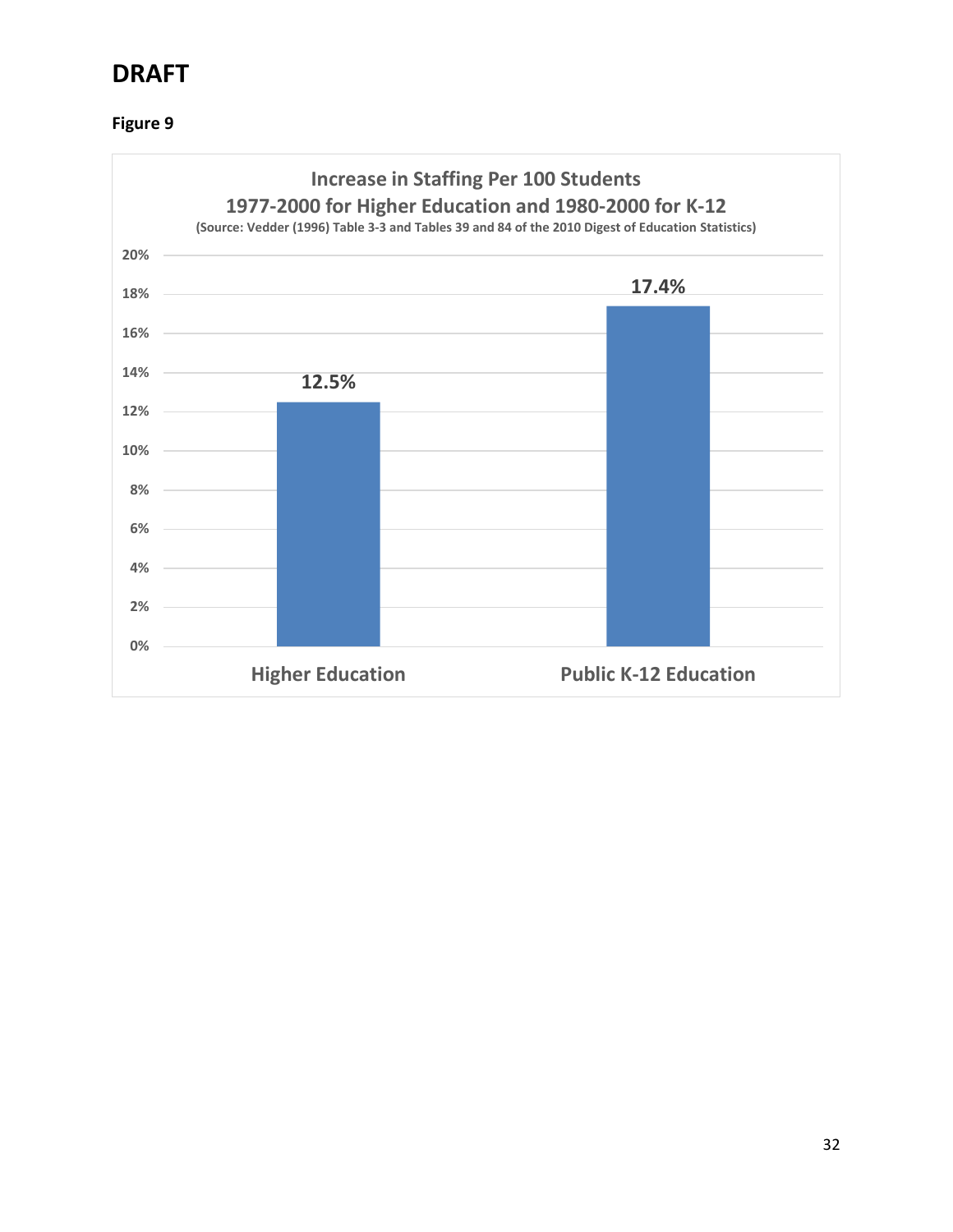# DRAFT

**Figure 9**

**Increase in Staffing Per 100 Students**
**1977-2000 for Higher Education and 1980-2000 for K-12**
**(Source: Vedder (1996) Table 3-3 and Tables 39 and 84 of the 2010 Digest of Education Statistics)**

| Category | Increase |
|---|---|
| Higher Education | 12.5% |
| Public K-12 Education | 17.4% |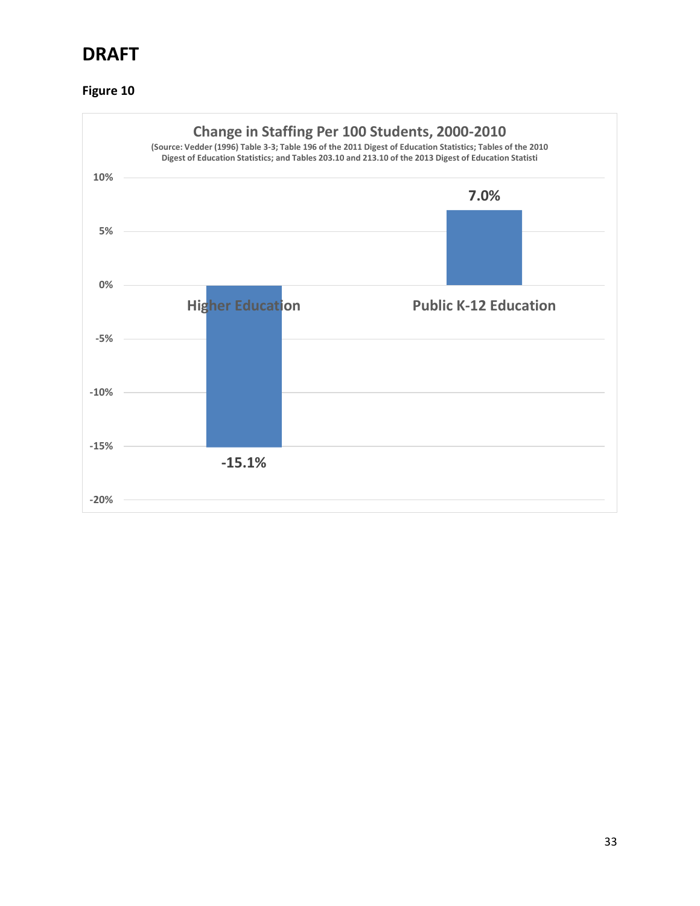# DRAFT

**Figure 10**

**Change in Staffing Per 100 Students, 2000-2010**

(Source: Vedder (1996) Table 3-3; Table 196 of the 2011 Digest of Education Statistics; Tables of the 2010 Digest of Education Statistics; and Tables 203.10 and 213.10 of the 2013 Digest of Education Statisti

| Category | Change |
| --- | --- |
| Higher Education | -15.1% |
| Public K-12 Education | 7.0% |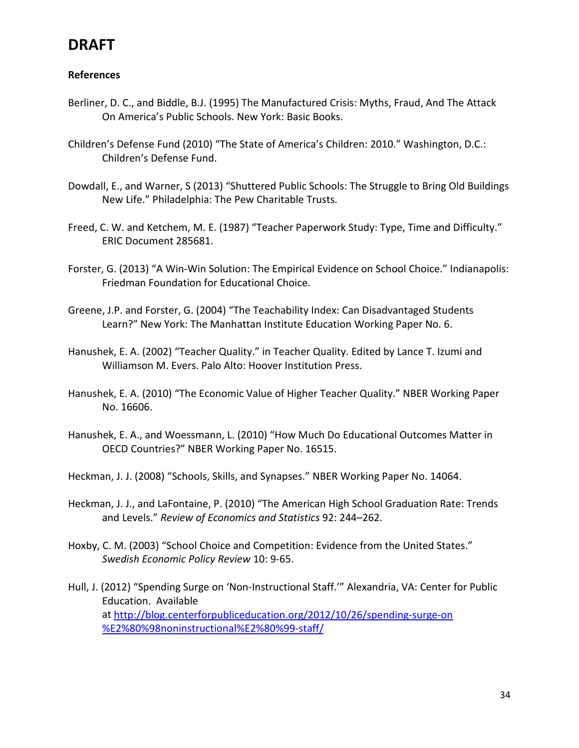# DRAFT

**References**

Berliner, D. C., and Biddle, B.J. (1995) The Manufactured Crisis: Myths, Fraud, And The Attack On America's Public Schools. New York: Basic Books.

Children's Defense Fund (2010) "The State of America's Children: 2010." Washington, D.C.: Children's Defense Fund.

Dowdall, E., and Warner, S (2013) "Shuttered Public Schools: The Struggle to Bring Old Buildings New Life." Philadelphia: The Pew Charitable Trusts.

Freed, C. W. and Ketchem, M. E. (1987) "Teacher Paperwork Study: Type, Time and Difficulty." ERIC Document 285681.

Forster, G. (2013) "A Win-Win Solution: The Empirical Evidence on School Choice." Indianapolis: Friedman Foundation for Educational Choice.

Greene, J.P. and Forster, G. (2004) "The Teachability Index: Can Disadvantaged Students Learn?" New York: The Manhattan Institute Education Working Paper No. 6.

Hanushek, E. A. (2002) "Teacher Quality." in Teacher Quality. Edited by Lance T. Izumi and Williamson M. Evers. Palo Alto: Hoover Institution Press.

Hanushek, E. A. (2010) "The Economic Value of Higher Teacher Quality." NBER Working Paper No. 16606.

Hanushek, E. A., and Woessmann, L. (2010) "How Much Do Educational Outcomes Matter in OECD Countries?" NBER Working Paper No. 16515.

Heckman, J. J. (2008) "Schools, Skills, and Synapses." NBER Working Paper No. 14064.

Heckman, J. J., and LaFontaine, P. (2010) "The American High School Graduation Rate: Trends and Levels." *Review of Economics and Statistics* 92: 244–262.

Hoxby, C. M. (2003) "School Choice and Competition: Evidence from the United States." *Swedish Economic Policy Review* 10: 9-65.

Hull, J. (2012) "Spending Surge on 'Non-Instructional Staff.'" Alexandria, VA: Center for Public Education. Available at [http://blog.centerforpubliceducation.org/2012/10/26/spending-surge-on%E2%80%98noninstructional%E2%80%99-staff/](http://blog.centerforpubliceducation.org/2012/10/26/spending-surge-on%E2%80%98noninstructional%E2%80%99-staff/)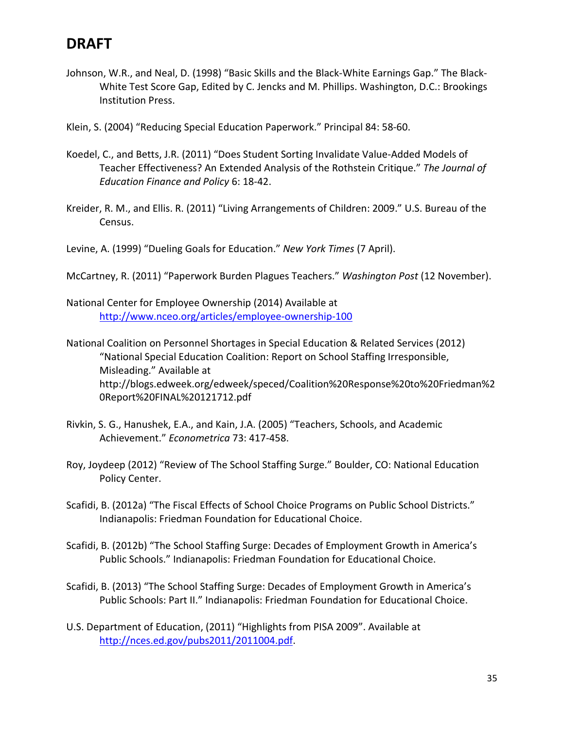# DRAFT

Johnson, W.R., and Neal, D. (1998) "Basic Skills and the Black-White Earnings Gap." The Black-White Test Score Gap, Edited by C. Jencks and M. Phillips. Washington, D.C.: Brookings Institution Press.

Klein, S. (2004) "Reducing Special Education Paperwork." Principal 84: 58-60.

Koedel, C., and Betts, J.R. (2011) "Does Student Sorting Invalidate Value-Added Models of Teacher Effectiveness? An Extended Analysis of the Rothstein Critique." *The Journal of Education Finance and Policy* 6: 18-42.

Kreider, R. M., and Ellis. R. (2011) "Living Arrangements of Children: 2009." U.S. Bureau of the Census.

Levine, A. (1999) "Dueling Goals for Education." *New York Times* (7 April).

McCartney, R. (2011) "Paperwork Burden Plagues Teachers." *Washington Post* (12 November).

National Center for Employee Ownership (2014) Available at http://www.nceo.org/articles/employee-ownership-100

National Coalition on Personnel Shortages in Special Education & Related Services (2012) "National Special Education Coalition: Report on School Staffing Irresponsible, Misleading." Available at http://blogs.edweek.org/edweek/speced/Coalition%20Response%20to%20Friedman%20Report%20FINAL%20121712.pdf

Rivkin, S. G., Hanushek, E.A., and Kain, J.A. (2005) "Teachers, Schools, and Academic Achievement." *Econometrica* 73: 417-458.

Roy, Joydeep (2012) "Review of The School Staffing Surge." Boulder, CO: National Education Policy Center.

Scafidi, B. (2012a) "The Fiscal Effects of School Choice Programs on Public School Districts." Indianapolis: Friedman Foundation for Educational Choice.

Scafidi, B. (2012b) "The School Staffing Surge: Decades of Employment Growth in America's Public Schools." Indianapolis: Friedman Foundation for Educational Choice.

Scafidi, B. (2013) "The School Staffing Surge: Decades of Employment Growth in America's Public Schools: Part II." Indianapolis: Friedman Foundation for Educational Choice.

U.S. Department of Education, (2011) "Highlights from PISA 2009". Available at http://nces.ed.gov/pubs2011/2011004.pdf.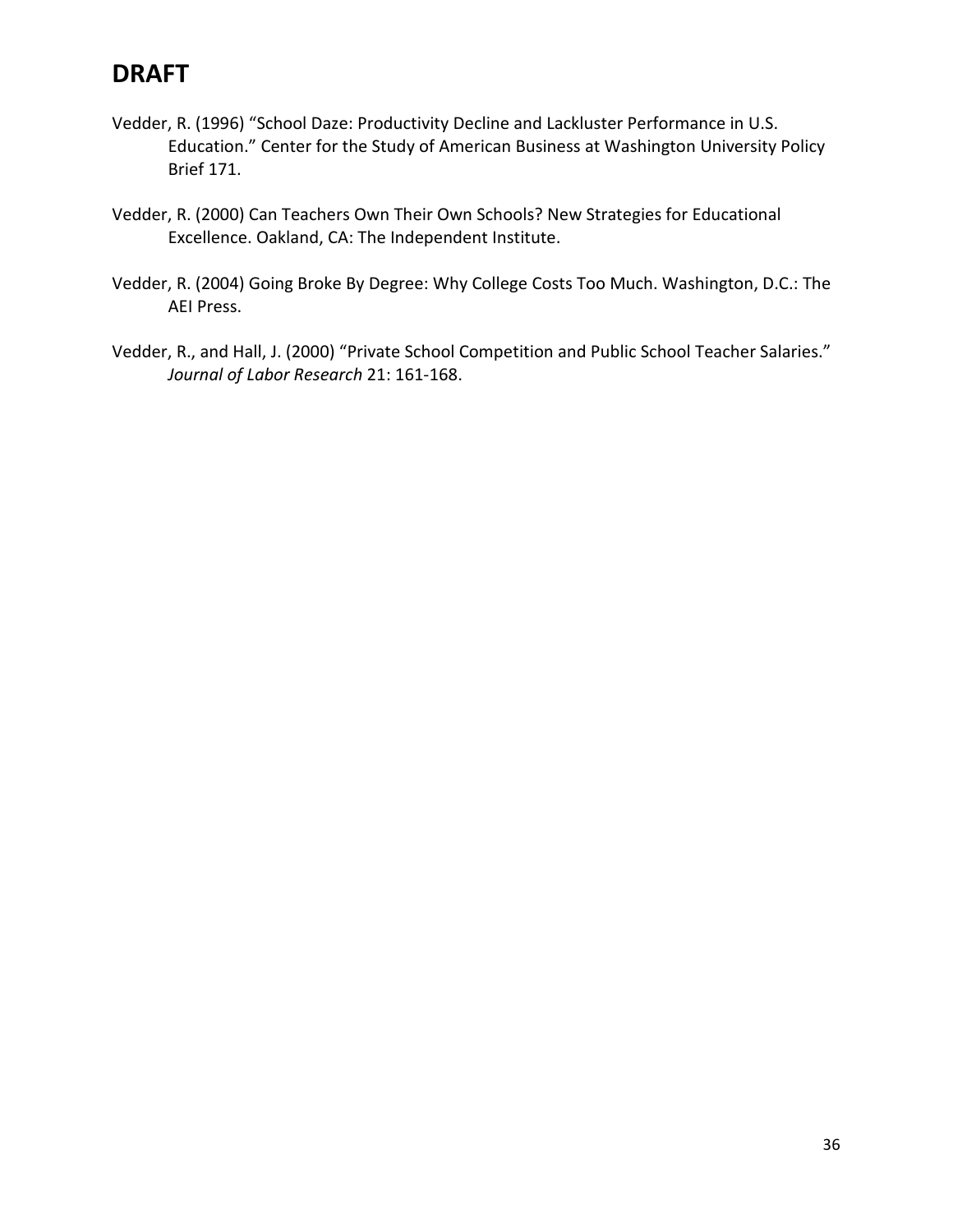# DRAFT

Vedder, R. (1996) “School Daze: Productivity Decline and Lackluster Performance in U.S. Education.” Center for the Study of American Business at Washington University Policy Brief 171.

Vedder, R. (2000) Can Teachers Own Their Own Schools? New Strategies for Educational Excellence. Oakland, CA: The Independent Institute.

Vedder, R. (2004) Going Broke By Degree: Why College Costs Too Much. Washington, D.C.: The AEI Press.

Vedder, R., and Hall, J. (2000) “Private School Competition and Public School Teacher Salaries.” *Journal of Labor Research* 21: 161-168.